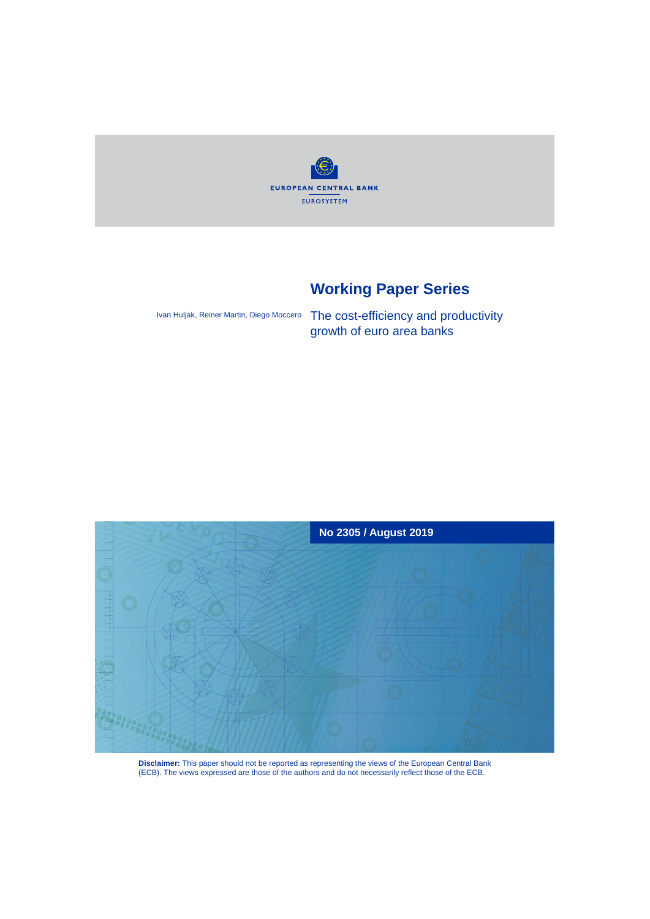EUROPEAN CENTRAL BANK

EUROSYSTEM

# Working Paper Series

Ivan Huljak, Reiner Martin, Diego Moccero

## The cost-efficiency and productivity growth of euro area banks

**No 2305 / August 2019**

**Disclaimer:** This paper should not be reported as representing the views of the European Central Bank (ECB). The views expressed are those of the authors and do not necessarily reflect those of the ECB.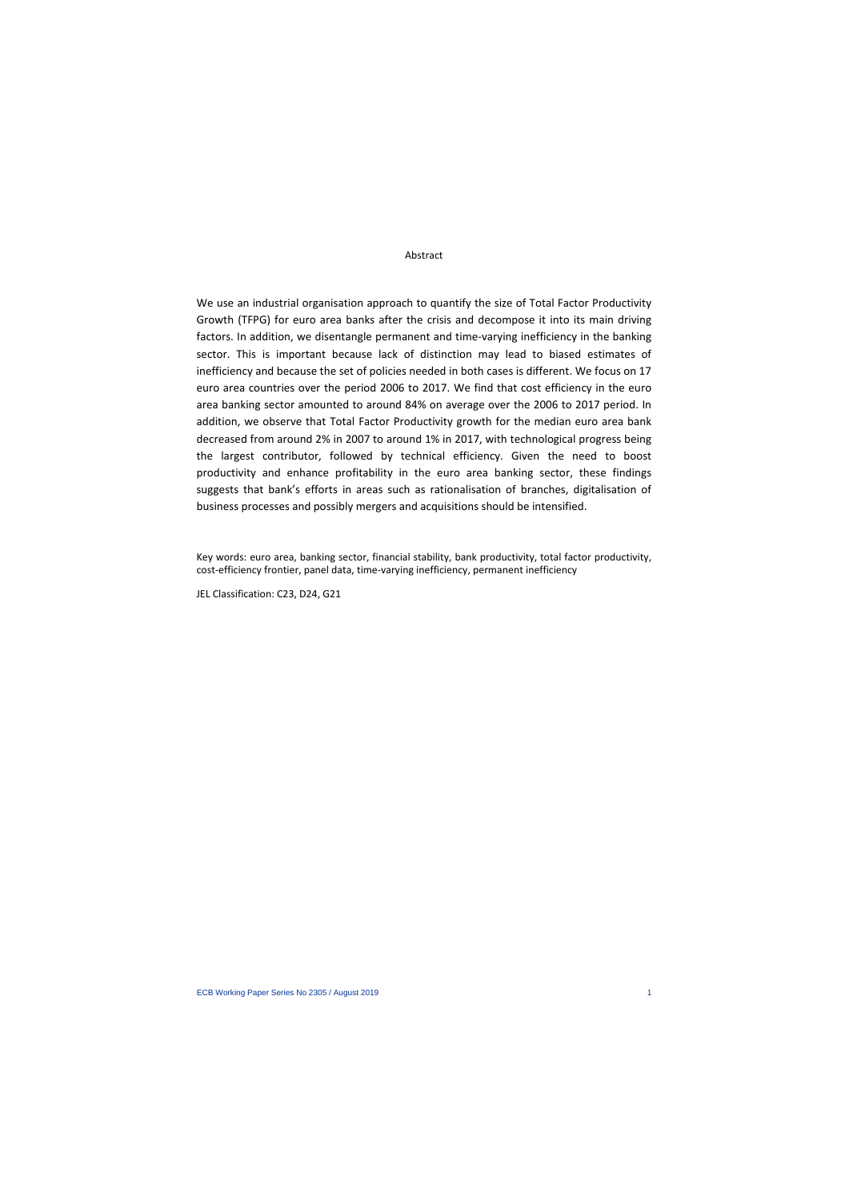## Abstract

We use an industrial organisation approach to quantify the size of Total Factor Productivity Growth (TFPG) for euro area banks after the crisis and decompose it into its main driving factors. In addition, we disentangle permanent and time-varying inefficiency in the banking sector. This is important because lack of distinction may lead to biased estimates of inefficiency and because the set of policies needed in both cases is different. We focus on 17 euro area countries over the period 2006 to 2017. We find that cost efficiency in the euro area banking sector amounted to around 84% on average over the 2006 to 2017 period. In addition, we observe that Total Factor Productivity growth for the median euro area bank decreased from around 2% in 2007 to around 1% in 2017, with technological progress being the largest contributor, followed by technical efficiency. Given the need to boost productivity and enhance profitability in the euro area banking sector, these findings suggests that bank's efforts in areas such as rationalisation of branches, digitalisation of business processes and possibly mergers and acquisitions should be intensified.

Key words: euro area, banking sector, financial stability, bank productivity, total factor productivity, cost-efficiency frontier, panel data, time-varying inefficiency, permanent inefficiency

JEL Classification: C23, D24, G21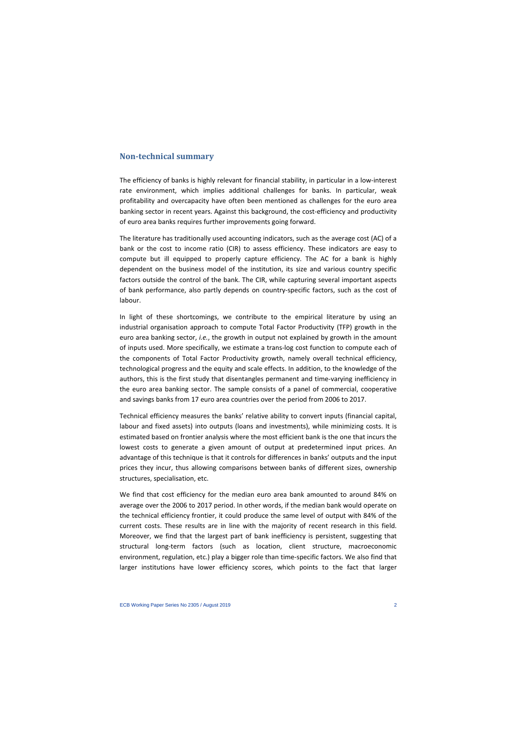## Non-technical summary

The efficiency of banks is highly relevant for financial stability, in particular in a low-interest rate environment, which implies additional challenges for banks. In particular, weak profitability and overcapacity have often been mentioned as challenges for the euro area banking sector in recent years. Against this background, the cost-efficiency and productivity of euro area banks requires further improvements going forward.

The literature has traditionally used accounting indicators, such as the average cost (AC) of a bank or the cost to income ratio (CIR) to assess efficiency. These indicators are easy to compute but ill equipped to properly capture efficiency. The AC for a bank is highly dependent on the business model of the institution, its size and various country specific factors outside the control of the bank. The CIR, while capturing several important aspects of bank performance, also partly depends on country-specific factors, such as the cost of labour.

In light of these shortcomings, we contribute to the empirical literature by using an industrial organisation approach to compute Total Factor Productivity (TFP) growth in the euro area banking sector, *i.e.*, the growth in output not explained by growth in the amount of inputs used. More specifically, we estimate a trans-log cost function to compute each of the components of Total Factor Productivity growth, namely overall technical efficiency, technological progress and the equity and scale effects. In addition, to the knowledge of the authors, this is the first study that disentangles permanent and time-varying inefficiency in the euro area banking sector. The sample consists of a panel of commercial, cooperative and savings banks from 17 euro area countries over the period from 2006 to 2017.

Technical efficiency measures the banks' relative ability to convert inputs (financial capital, labour and fixed assets) into outputs (loans and investments), while minimizing costs. It is estimated based on frontier analysis where the most efficient bank is the one that incurs the lowest costs to generate a given amount of output at predetermined input prices. An advantage of this technique is that it controls for differences in banks' outputs and the input prices they incur, thus allowing comparisons between banks of different sizes, ownership structures, specialisation, etc.

We find that cost efficiency for the median euro area bank amounted to around 84% on average over the 2006 to 2017 period. In other words, if the median bank would operate on the technical efficiency frontier, it could produce the same level of output with 84% of the current costs. These results are in line with the majority of recent research in this field. Moreover, we find that the largest part of bank inefficiency is persistent, suggesting that structural long-term factors (such as location, client structure, macroeconomic environment, regulation, etc.) play a bigger role than time-specific factors. We also find that larger institutions have lower efficiency scores, which points to the fact that larger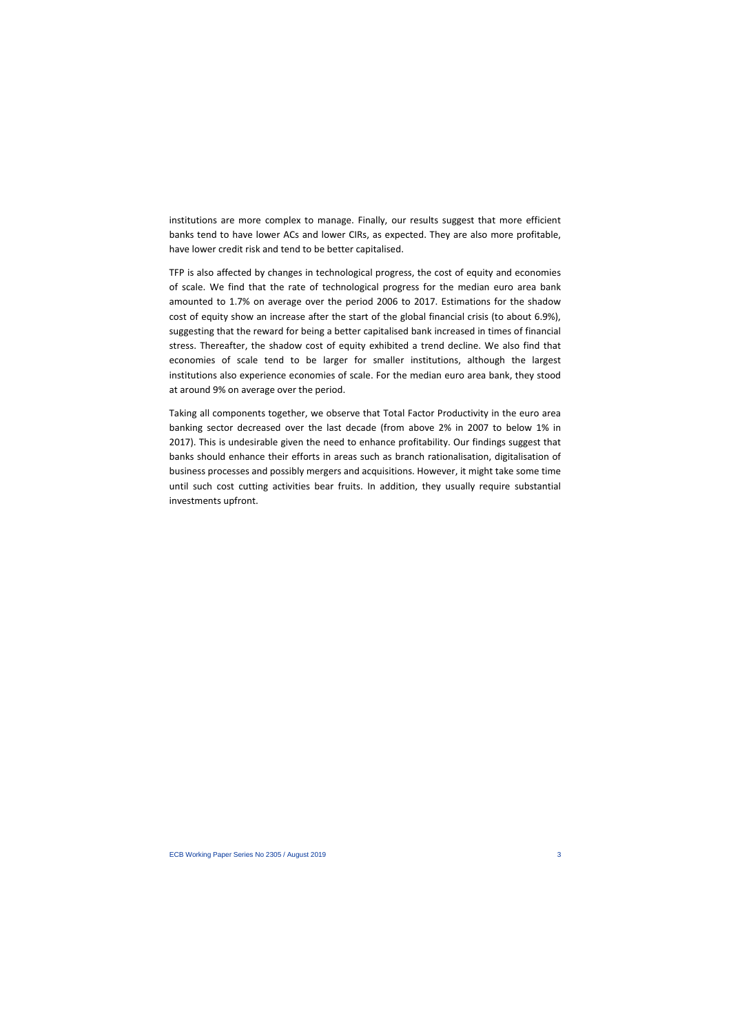institutions are more complex to manage. Finally, our results suggest that more efficient banks tend to have lower ACs and lower CIRs, as expected. They are also more profitable, have lower credit risk and tend to be better capitalised.

TFP is also affected by changes in technological progress, the cost of equity and economies of scale. We find that the rate of technological progress for the median euro area bank amounted to 1.7% on average over the period 2006 to 2017. Estimations for the shadow cost of equity show an increase after the start of the global financial crisis (to about 6.9%), suggesting that the reward for being a better capitalised bank increased in times of financial stress. Thereafter, the shadow cost of equity exhibited a trend decline. We also find that economies of scale tend to be larger for smaller institutions, although the largest institutions also experience economies of scale. For the median euro area bank, they stood at around 9% on average over the period.

Taking all components together, we observe that Total Factor Productivity in the euro area banking sector decreased over the last decade (from above 2% in 2007 to below 1% in 2017). This is undesirable given the need to enhance profitability. Our findings suggest that banks should enhance their efforts in areas such as branch rationalisation, digitalisation of business processes and possibly mergers and acquisitions. However, it might take some time until such cost cutting activities bear fruits. In addition, they usually require substantial investments upfront.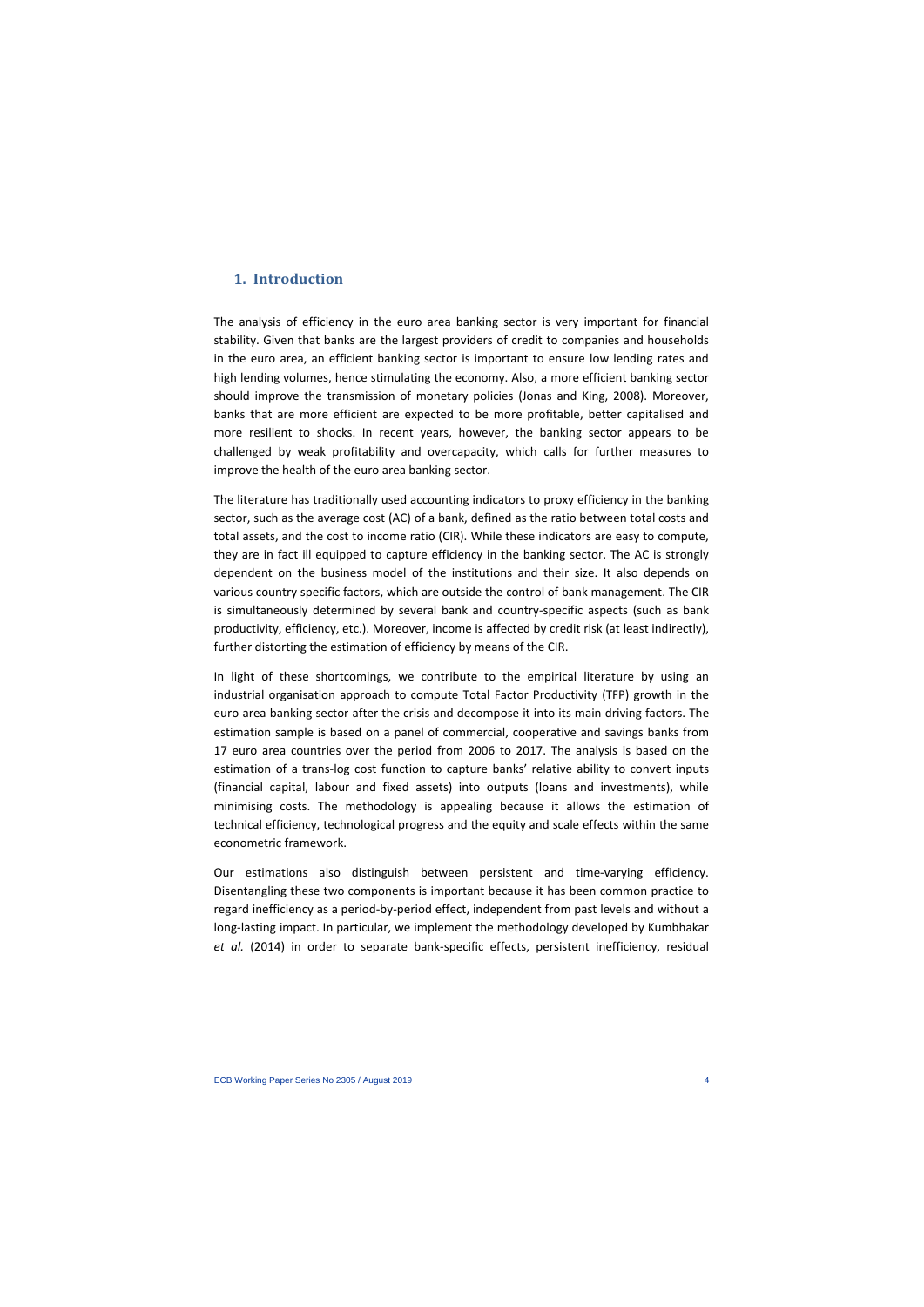# 1. Introduction

The analysis of efficiency in the euro area banking sector is very important for financial stability. Given that banks are the largest providers of credit to companies and households in the euro area, an efficient banking sector is important to ensure low lending rates and high lending volumes, hence stimulating the economy. Also, a more efficient banking sector should improve the transmission of monetary policies (Jonas and King, 2008). Moreover, banks that are more efficient are expected to be more profitable, better capitalised and more resilient to shocks. In recent years, however, the banking sector appears to be challenged by weak profitability and overcapacity, which calls for further measures to improve the health of the euro area banking sector.

The literature has traditionally used accounting indicators to proxy efficiency in the banking sector, such as the average cost (AC) of a bank, defined as the ratio between total costs and total assets, and the cost to income ratio (CIR). While these indicators are easy to compute, they are in fact ill equipped to capture efficiency in the banking sector. The AC is strongly dependent on the business model of the institutions and their size. It also depends on various country specific factors, which are outside the control of bank management. The CIR is simultaneously determined by several bank and country-specific aspects (such as bank productivity, efficiency, etc.). Moreover, income is affected by credit risk (at least indirectly), further distorting the estimation of efficiency by means of the CIR.

In light of these shortcomings, we contribute to the empirical literature by using an industrial organisation approach to compute Total Factor Productivity (TFP) growth in the euro area banking sector after the crisis and decompose it into its main driving factors. The estimation sample is based on a panel of commercial, cooperative and savings banks from 17 euro area countries over the period from 2006 to 2017. The analysis is based on the estimation of a trans-log cost function to capture banks' relative ability to convert inputs (financial capital, labour and fixed assets) into outputs (loans and investments), while minimising costs. The methodology is appealing because it allows the estimation of technical efficiency, technological progress and the equity and scale effects within the same econometric framework.

Our estimations also distinguish between persistent and time-varying efficiency. Disentangling these two components is important because it has been common practice to regard inefficiency as a period-by-period effect, independent from past levels and without a long-lasting impact. In particular, we implement the methodology developed by Kumbhakar *et al.* (2014) in order to separate bank-specific effects, persistent inefficiency, residual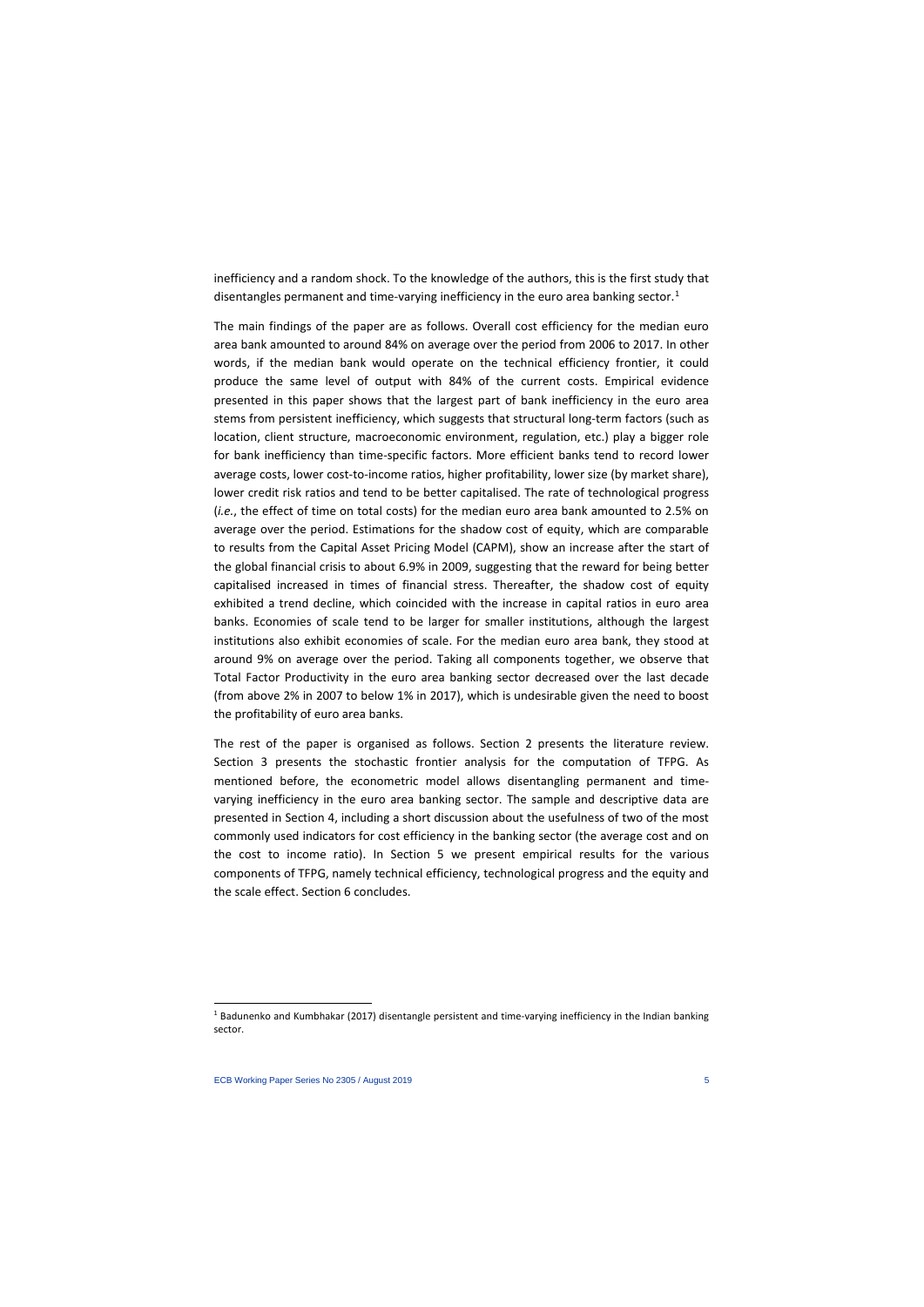inefficiency and a random shock. To the knowledge of the authors, this is the first study that disentangles permanent and time-varying inefficiency in the euro area banking sector.[1]

The main findings of the paper are as follows. Overall cost efficiency for the median euro area bank amounted to around 84% on average over the period from 2006 to 2017. In other words, if the median bank would operate on the technical efficiency frontier, it could produce the same level of output with 84% of the current costs. Empirical evidence presented in this paper shows that the largest part of bank inefficiency in the euro area stems from persistent inefficiency, which suggests that structural long-term factors (such as location, client structure, macroeconomic environment, regulation, etc.) play a bigger role for bank inefficiency than time-specific factors. More efficient banks tend to record lower average costs, lower cost-to-income ratios, higher profitability, lower size (by market share), lower credit risk ratios and tend to be better capitalised. The rate of technological progress (*i.e.*, the effect of time on total costs) for the median euro area bank amounted to 2.5% on average over the period. Estimations for the shadow cost of equity, which are comparable to results from the Capital Asset Pricing Model (CAPM), show an increase after the start of the global financial crisis to about 6.9% in 2009, suggesting that the reward for being better capitalised increased in times of financial stress. Thereafter, the shadow cost of equity exhibited a trend decline, which coincided with the increase in capital ratios in euro area banks. Economies of scale tend to be larger for smaller institutions, although the largest institutions also exhibit economies of scale. For the median euro area bank, they stood at around 9% on average over the period. Taking all components together, we observe that Total Factor Productivity in the euro area banking sector decreased over the last decade (from above 2% in 2007 to below 1% in 2017), which is undesirable given the need to boost the profitability of euro area banks.

The rest of the paper is organised as follows. Section 2 presents the literature review. Section 3 presents the stochastic frontier analysis for the computation of TFPG. As mentioned before, the econometric model allows disentangling permanent and time-varying inefficiency in the euro area banking sector. The sample and descriptive data are presented in Section 4, including a short discussion about the usefulness of two of the most commonly used indicators for cost efficiency in the banking sector (the average cost and on the cost to income ratio). In Section 5 we present empirical results for the various components of TFPG, namely technical efficiency, technological progress and the equity and the scale effect. Section 6 concludes.

---

[1] Badunenko and Kumbhakar (2017) disentangle persistent and time-varying inefficiency in the Indian banking sector.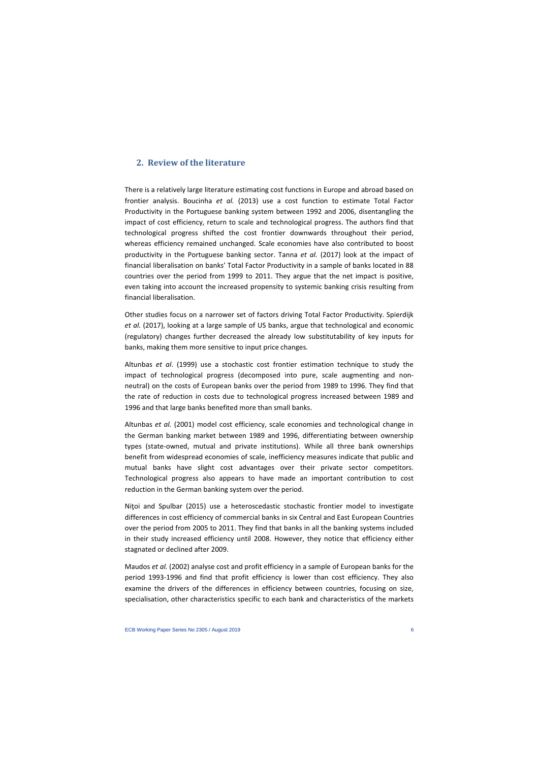## 2. Review of the literature

There is a relatively large literature estimating cost functions in Europe and abroad based on frontier analysis. Boucinha *et al.* (2013) use a cost function to estimate Total Factor Productivity in the Portuguese banking system between 1992 and 2006, disentangling the impact of cost efficiency, return to scale and technological progress. The authors find that technological progress shifted the cost frontier downwards throughout their period, whereas efficiency remained unchanged. Scale economies have also contributed to boost productivity in the Portuguese banking sector. Tanna *et al.* (2017) look at the impact of financial liberalisation on banks' Total Factor Productivity in a sample of banks located in 88 countries over the period from 1999 to 2011. They argue that the net impact is positive, even taking into account the increased propensity to systemic banking crisis resulting from financial liberalisation.

Other studies focus on a narrower set of factors driving Total Factor Productivity. Spierdijk *et al.* (2017), looking at a large sample of US banks, argue that technological and economic (regulatory) changes further decreased the already low substitutability of key inputs for banks, making them more sensitive to input price changes.

Altunbas *et al*. (1999) use a stochastic cost frontier estimation technique to study the impact of technological progress (decomposed into pure, scale augmenting and non-neutral) on the costs of European banks over the period from 1989 to 1996. They find that the rate of reduction in costs due to technological progress increased between 1989 and 1996 and that large banks benefited more than small banks.

Altunbas *et al.* (2001) model cost efficiency, scale economies and technological change in the German banking market between 1989 and 1996, differentiating between ownership types (state-owned, mutual and private institutions). While all three bank ownerships benefit from widespread economies of scale, inefficiency measures indicate that public and mutual banks have slight cost advantages over their private sector competitors. Technological progress also appears to have made an important contribution to cost reduction in the German banking system over the period.

Niţoi and Spulbar (2015) use a heteroscedastic stochastic frontier model to investigate differences in cost efficiency of commercial banks in six Central and East European Countries over the period from 2005 to 2011. They find that banks in all the banking systems included in their study increased efficiency until 2008. However, they notice that efficiency either stagnated or declined after 2009.

Maudos *et al.* (2002) analyse cost and profit efficiency in a sample of European banks for the period 1993-1996 and find that profit efficiency is lower than cost efficiency. They also examine the drivers of the differences in efficiency between countries, focusing on size, specialisation, other characteristics specific to each bank and characteristics of the markets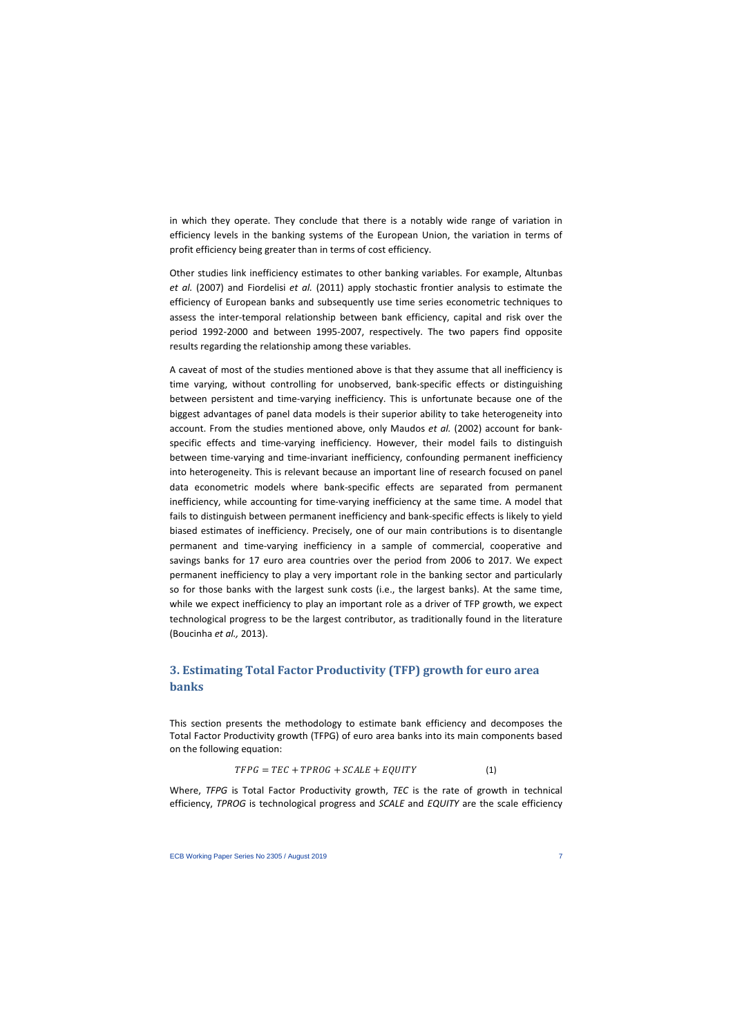in which they operate. They conclude that there is a notably wide range of variation in efficiency levels in the banking systems of the European Union, the variation in terms of profit efficiency being greater than in terms of cost efficiency.

Other studies link inefficiency estimates to other banking variables. For example, Altunbas *et al.* (2007) and Fiordelisi *et al.* (2011) apply stochastic frontier analysis to estimate the efficiency of European banks and subsequently use time series econometric techniques to assess the inter-temporal relationship between bank efficiency, capital and risk over the period 1992-2000 and between 1995-2007, respectively. The two papers find opposite results regarding the relationship among these variables.

A caveat of most of the studies mentioned above is that they assume that all inefficiency is time varying, without controlling for unobserved, bank-specific effects or distinguishing between persistent and time-varying inefficiency. This is unfortunate because one of the biggest advantages of panel data models is their superior ability to take heterogeneity into account. From the studies mentioned above, only Maudos *et al.* (2002) account for bank-specific effects and time-varying inefficiency. However, their model fails to distinguish between time-varying and time-invariant inefficiency, confounding permanent inefficiency into heterogeneity. This is relevant because an important line of research focused on panel data econometric models where bank-specific effects are separated from permanent inefficiency, while accounting for time-varying inefficiency at the same time. A model that fails to distinguish between permanent inefficiency and bank-specific effects is likely to yield biased estimates of inefficiency. Precisely, one of our main contributions is to disentangle permanent and time-varying inefficiency in a sample of commercial, cooperative and savings banks for 17 euro area countries over the period from 2006 to 2017. We expect permanent inefficiency to play a very important role in the banking sector and particularly so for those banks with the largest sunk costs (i.e., the largest banks). At the same time, while we expect inefficiency to play an important role as a driver of TFP growth, we expect technological progress to be the largest contributor, as traditionally found in the literature (Boucinha *et al.,* 2013).

## 3. Estimating Total Factor Productivity (TFP) growth for euro area banks

This section presents the methodology to estimate bank efficiency and decomposes the Total Factor Productivity growth (TFPG) of euro area banks into its main components based on the following equation:

$$TFPG = TEC + TPROG + SCALE + EQUITY \qquad (1)$$

Where, *TFPG* is Total Factor Productivity growth, *TEC* is the rate of growth in technical efficiency, *TPROG* is technological progress and *SCALE* and *EQUITY* are the scale efficiency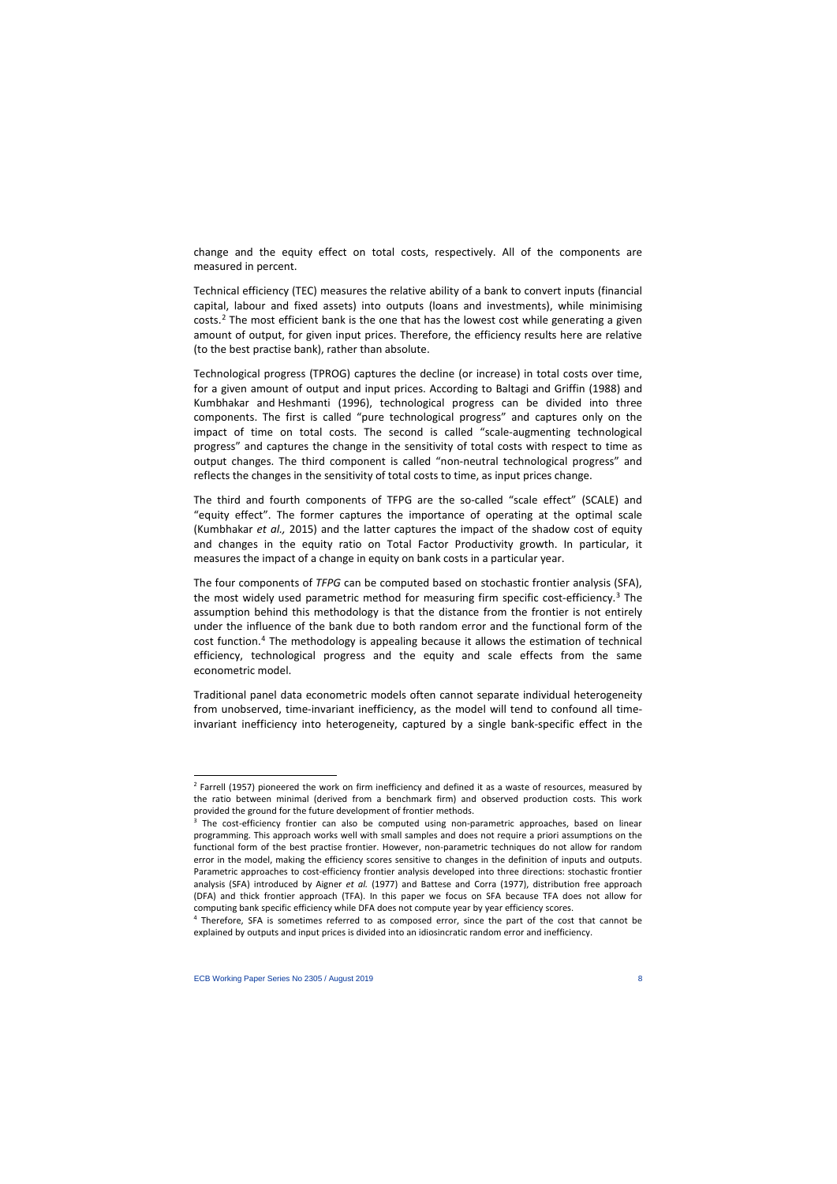change and the equity effect on total costs, respectively. All of the components are measured in percent.

Technical efficiency (TEC) measures the relative ability of a bank to convert inputs (financial capital, labour and fixed assets) into outputs (loans and investments), while minimising costs.[2] The most efficient bank is the one that has the lowest cost while generating a given amount of output, for given input prices. Therefore, the efficiency results here are relative (to the best practise bank), rather than absolute.

Technological progress (TPROG) captures the decline (or increase) in total costs over time, for a given amount of output and input prices. According to Baltagi and Griffin (1988) and Kumbhakar and Heshmanti (1996), technological progress can be divided into three components. The first is called "pure technological progress" and captures only on the impact of time on total costs. The second is called "scale-augmenting technological progress" and captures the change in the sensitivity of total costs with respect to time as output changes. The third component is called "non-neutral technological progress" and reflects the changes in the sensitivity of total costs to time, as input prices change.

The third and fourth components of TFPG are the so-called "scale effect" (SCALE) and "equity effect". The former captures the importance of operating at the optimal scale (Kumbhakar *et al.,* 2015) and the latter captures the impact of the shadow cost of equity and changes in the equity ratio on Total Factor Productivity growth. In particular, it measures the impact of a change in equity on bank costs in a particular year.

The four components of *TFPG* can be computed based on stochastic frontier analysis (SFA), the most widely used parametric method for measuring firm specific cost-efficiency.[3] The assumption behind this methodology is that the distance from the frontier is not entirely under the influence of the bank due to both random error and the functional form of the cost function.[4] The methodology is appealing because it allows the estimation of technical efficiency, technological progress and the equity and scale effects from the same econometric model.

Traditional panel data econometric models often cannot separate individual heterogeneity from unobserved, time-invariant inefficiency, as the model will tend to confound all time-invariant inefficiency into heterogeneity, captured by a single bank-specific effect in the

---

[2] Farrell (1957) pioneered the work on firm inefficiency and defined it as a waste of resources, measured by the ratio between minimal (derived from a benchmark firm) and observed production costs. This work provided the ground for the future development of frontier methods.

[3] The cost-efficiency frontier can also be computed using non-parametric approaches, based on linear programming. This approach works well with small samples and does not require a priori assumptions on the functional form of the best practise frontier. However, non-parametric techniques do not allow for random error in the model, making the efficiency scores sensitive to changes in the definition of inputs and outputs. Parametric approaches to cost-efficiency frontier analysis developed into three directions: stochastic frontier analysis (SFA) introduced by Aigner *et al.* (1977) and Battese and Corra (1977), distribution free approach (DFA) and thick frontier approach (TFA). In this paper we focus on SFA because TFA does not allow for computing bank specific efficiency while DFA does not compute year by year efficiency scores.

[4] Therefore, SFA is sometimes referred to as composed error, since the part of the cost that cannot be explained by outputs and input prices is divided into an idiosincratic random error and inefficiency.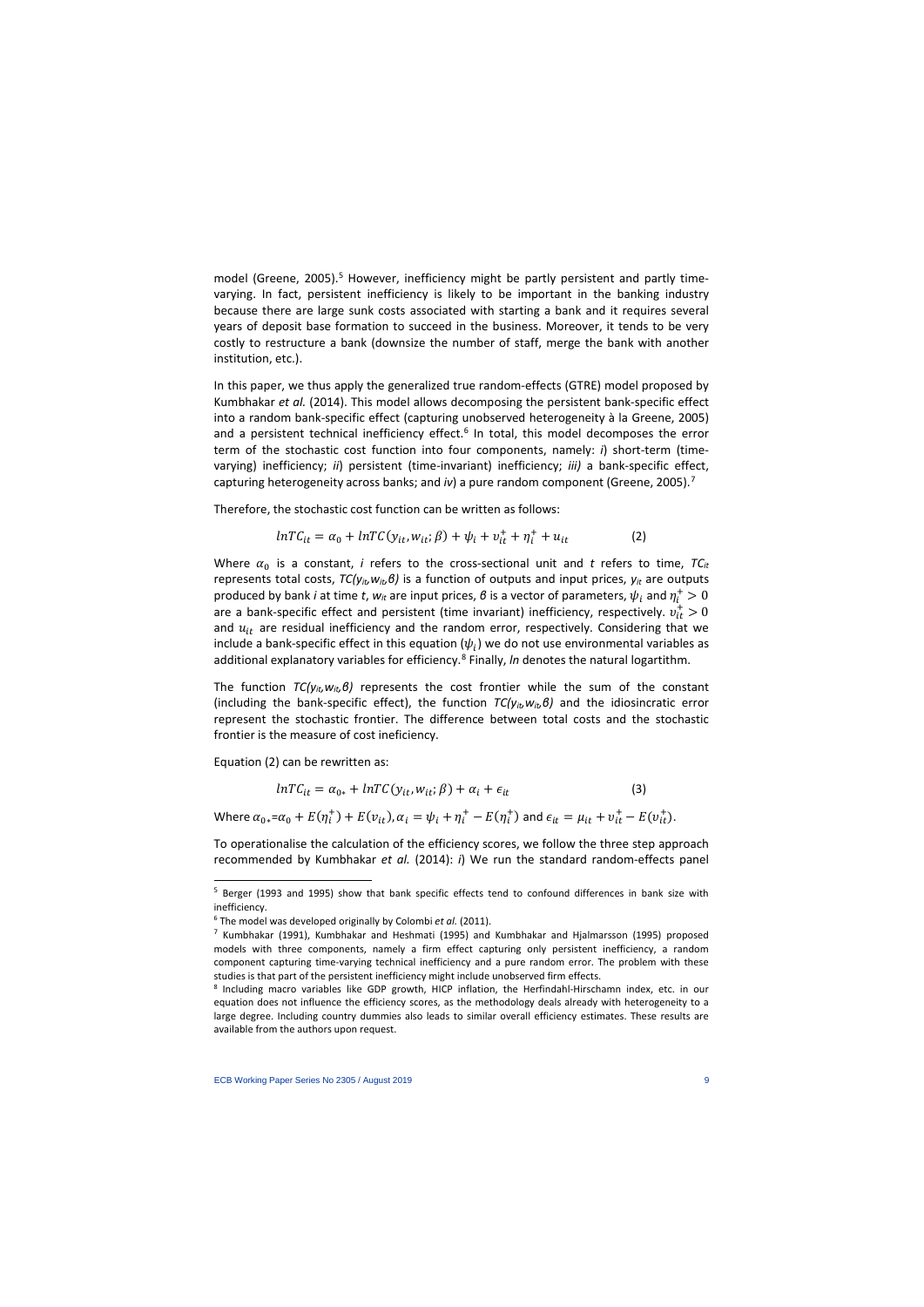model (Greene, 2005).[5] However, inefficiency might be partly persistent and partly time-varying. In fact, persistent inefficiency is likely to be important in the banking industry because there are large sunk costs associated with starting a bank and it requires several years of deposit base formation to succeed in the business. Moreover, it tends to be very costly to restructure a bank (downsize the number of staff, merge the bank with another institution, etc.).

In this paper, we thus apply the generalized true random-effects (GTRE) model proposed by Kumbhakar *et al.* (2014). This model allows decomposing the persistent bank-specific effect into a random bank-specific effect (capturing unobserved heterogeneity à la Greene, 2005) and a persistent technical inefficiency effect.[6] In total, this model decomposes the error term of the stochastic cost function into four components, namely: *i*) short-term (time-varying) inefficiency; *ii*) persistent (time-invariant) inefficiency; *iii)* a bank-specific effect, capturing heterogeneity across banks; and *iv*) a pure random component (Greene, 2005).[7]

Therefore, the stochastic cost function can be written as follows:

$$lnTC_{it} = \alpha_0 + lnTC(y_{it}, w_{it}; \beta) + \psi_i + v_{it}^{+} + \eta_i^{+} + u_{it} \qquad (2)$$

Where $\alpha_0$ is a constant, *i* refers to the cross-sectional unit and *t* refers to time, $TC_{it}$ represents total costs, $TC(y_{it}, w_{it}, \beta)$ is a function of outputs and input prices, $y_{it}$ are outputs produced by bank *i* at time *t*, $w_{it}$ are input prices, $\beta$ is a vector of parameters, $\psi_i$ and $\eta_i^{+} > 0$ are a bank-specific effect and persistent (time invariant) inefficiency, respectively. $v_{it}^{+} > 0$ and $u_{it}$ are residual inefficiency and the random error, respectively. Considering that we include a bank-specific effect in this equation ($\psi_i$) we do not use environmental variables as additional explanatory variables for efficiency.[8] Finally, *ln* denotes the natural logarithm.

The function $TC(y_{it}, w_{it}, \beta)$ represents the cost frontier while the sum of the constant (including the bank-specific effect), the function $TC(y_{it}, w_{it}, \beta)$ and the idiosincratic error represent the stochastic frontier. The difference between total costs and the stochastic frontier is the measure of cost ineficiency.

Equation (2) can be rewritten as:

$$lnTC_{it} = \alpha_{0*} + lnTC(y_{it}, w_{it}; \beta) + \alpha_i + \epsilon_{it} \qquad (3)$$

Where $\alpha_{0*} = \alpha_0 + E(\eta_i^{+}) + E(v_{it}), \alpha_i = \psi_i + \eta_i^{+} - E(\eta_i^{+})$ and $\epsilon_{it} = \mu_{it} + v_{it}^{+} - E(v_{it}^{+})$.

To operationalise the calculation of the efficiency scores, we follow the three step approach recommended by Kumbhakar *et al.* (2014): *i*) We run the standard random-effects panel

[5] Berger (1993 and 1995) show that bank specific effects tend to confound differences in bank size with inefficiency.

[6] The model was developed originally by Colombi *et al.* (2011).

[7] Kumbhakar (1991), Kumbhakar and Heshmati (1995) and Kumbhakar and Hjalmarsson (1995) proposed models with three components, namely a firm effect capturing only persistent inefficiency, a random component capturing time-varying technical inefficiency and a pure random error. The problem with these studies is that part of the persistent inefficiency might include unobserved firm effects.

[8] Including macro variables like GDP growth, HICP inflation, the Herfindahl-Hirschamn index, etc. in our equation does not influence the efficiency scores, as the methodology deals already with heterogeneity to a large degree. Including country dummies also leads to similar overall efficiency estimates. These results are available from the authors upon request.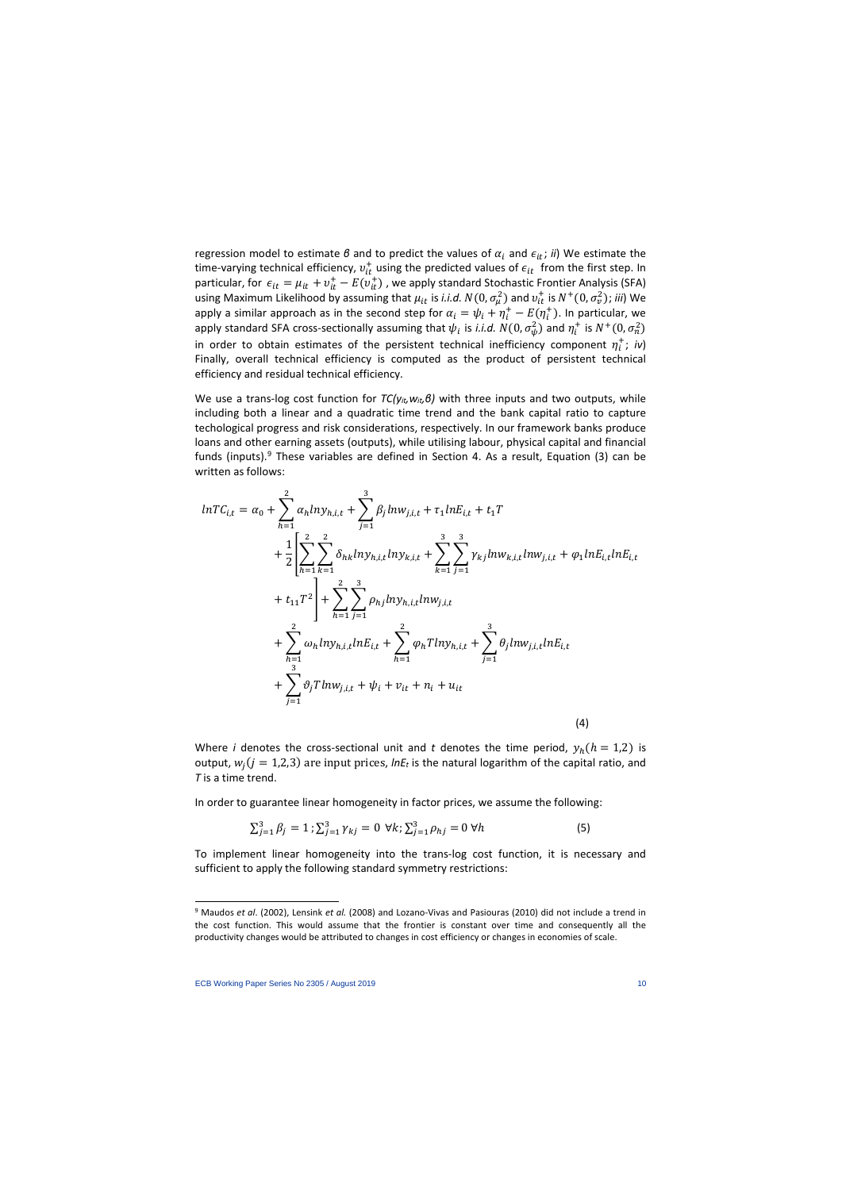regression model to estimate $\beta$ and to predict the values of $\alpha_i$ and $\epsilon_{it}$; *ii*) We estimate the time-varying technical efficiency, $v_{it}^{+}$ using the predicted values of $\epsilon_{it}$ from the first step. In particular, for $\epsilon_{it} = \mu_{it} + v_{it}^{+} - E(v_{it}^{+})$, we apply standard Stochastic Frontier Analysis (SFA) using Maximum Likelihood by assuming that $\mu_{it}$ is *i.i.d.* $N(0, \sigma_{\mu}^{2})$ and $v_{it}^{+}$ is $N^{+}(0, \sigma_{v}^{2})$; *iii*) We apply a similar approach as in the second step for $\alpha_i = \psi_i + \eta_i^{+} - E(\eta_i^{+})$. In particular, we apply standard SFA cross-sectionally assuming that $\psi_i$ is *i.i.d.* $N(0, \sigma_{\psi}^{2})$ and $\eta_i^{+}$ is $N^{+}(0, \sigma_{n}^{2})$ in order to obtain estimates of the persistent technical inefficiency component $\eta_i^{+}$; *iv*) Finally, overall technical efficiency is computed as the product of persistent technical efficiency and residual technical efficiency.

We use a trans-log cost function for $TC(y_{it}, w_{it}, \beta)$ with three inputs and two outputs, while including both a linear and a quadratic time trend and the bank capital ratio to capture techological progress and risk considerations, respectively. In our framework banks produce loans and other earning assets (outputs), while utilising labour, physical capital and financial funds (inputs).[9] These variables are defined in Section 4. As a result, Equation (3) can be written as follows:

$$
\begin{aligned}
lnTC_{i,t} = {} & \alpha_0 + \sum_{h=1}^{2} \alpha_h lny_{h,i,t} + \sum_{j=1}^{3} \beta_j lnw_{j,i,t} + \tau_1 lnE_{i,t} + t_1 T \\
& + \frac{1}{2}\left[\sum_{h=1}^{2}\sum_{k=1}^{2} \delta_{hk} lny_{h,i,t} lny_{k,i,t} + \sum_{k=1}^{3}\sum_{j=1}^{3} \gamma_{kj} lnw_{k,i,t} lnw_{j,i,t} + \varphi_1 lnE_{i,t} lnE_{i,t} \right. \\
& \left. + t_{11} T^2 \right] + \sum_{h=1}^{2}\sum_{j=1}^{3} \rho_{hj} lny_{h,i,t} lnw_{j,i,t} \\
& + \sum_{h=1}^{2} \omega_h lny_{h,i,t} lnE_{i,t} + \sum_{h=1}^{2} \varphi_h T lny_{h,i,t} + \sum_{j=1}^{3} \theta_j lnw_{j,i,t} lnE_{i,t} \\
& + \sum_{j=1}^{3} \vartheta_j T lnw_{j,i,t} + \psi_i + v_{it} + n_i + u_{it}
\end{aligned} \tag{4}
$$

Where $i$ denotes the cross-sectional unit and $t$ denotes the time period, $y_h (h = 1,2)$ is output, $w_j (j = 1,2,3)$ are input prices, $lnE_t$ is the natural logarithm of the capital ratio, and $T$ is a time trend.

In order to guarantee linear homogeneity in factor prices, we assume the following:

$$
\sum_{j=1}^{3} \beta_j = 1 ; \sum_{j=1}^{3} \gamma_{kj} = 0 \ \forall k; \sum_{j=1}^{3} \rho_{hj} = 0 \ \forall h \tag{5}
$$

To implement linear homogeneity into the trans-log cost function, it is necessary and sufficient to apply the following standard symmetry restrictions:

[9] Maudos *et al*. (2002), Lensink *et al.* (2008) and Lozano-Vivas and Pasiouras (2010) did not include a trend in the cost function. This would assume that the frontier is constant over time and consequently all the productivity changes would be attributed to changes in cost efficiency or changes in economies of scale.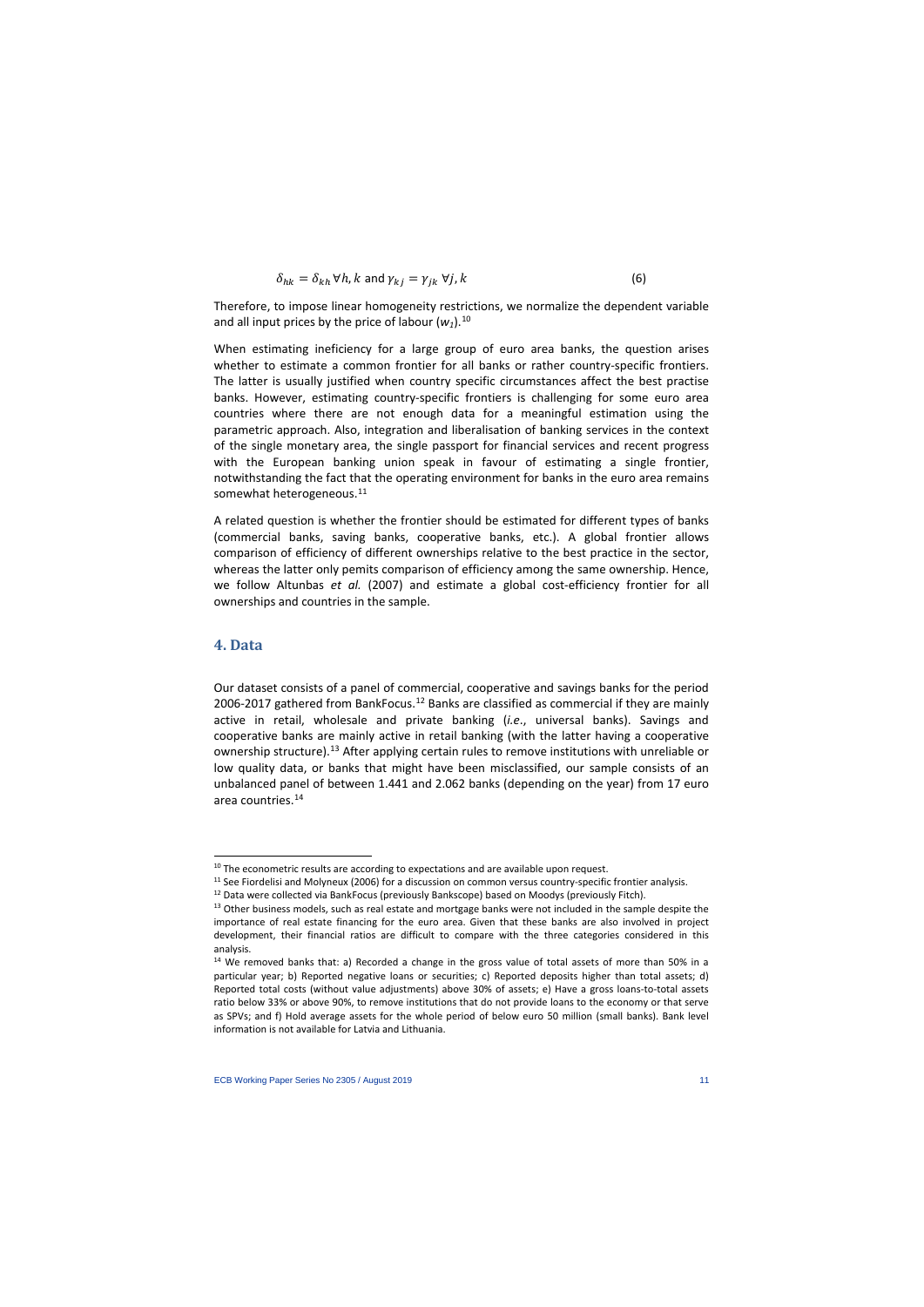$$\delta_{hk} = \delta_{kh} \, \forall h, k \text{ and } \gamma_{kj} = \gamma_{jk} \; \forall j, k \tag{6}$$

Therefore, to impose linear homogeneity restrictions, we normalize the dependent variable and all input prices by the price of labour ($w_1$).[10]

When estimating ineficiency for a large group of euro area banks, the question arises whether to estimate a common frontier for all banks or rather country-specific frontiers. The latter is usually justified when country specific circumstances affect the best practise banks. However, estimating country-specific frontiers is challenging for some euro area countries where there are not enough data for a meaningful estimation using the parametric approach. Also, integration and liberalisation of banking services in the context of the single monetary area, the single passport for financial services and recent progress with the European banking union speak in favour of estimating a single frontier, notwithstanding the fact that the operating environment for banks in the euro area remains somewhat heterogeneous.[11]

A related question is whether the frontier should be estimated for different types of banks (commercial banks, saving banks, cooperative banks, etc.). A global frontier allows comparison of efficiency of different ownerships relative to the best practice in the sector, whereas the latter only pemits comparison of efficiency among the same ownership. Hence, we follow Altunbas *et al.* (2007) and estimate a global cost-efficiency frontier for all ownerships and countries in the sample.

## 4. Data

Our dataset consists of a panel of commercial, cooperative and savings banks for the period 2006-2017 gathered from BankFocus.[12] Banks are classified as commercial if they are mainly active in retail, wholesale and private banking (*i.e*., universal banks). Savings and cooperative banks are mainly active in retail banking (with the latter having a cooperative ownership structure).[13] After applying certain rules to remove institutions with unreliable or low quality data, or banks that might have been misclassified, our sample consists of an unbalanced panel of between 1.441 and 2.062 banks (depending on the year) from 17 euro area countries.[14]

---

[10] The econometric results are according to expectations and are available upon request.

[11] See Fiordelisi and Molyneux (2006) for a discussion on common versus country-specific frontier analysis.

[12] Data were collected via BankFocus (previously Bankscope) based on Moodys (previously Fitch).

[13] Other business models, such as real estate and mortgage banks were not included in the sample despite the importance of real estate financing for the euro area. Given that these banks are also involved in project development, their financial ratios are difficult to compare with the three categories considered in this analysis.

[14] We removed banks that: a) Recorded a change in the gross value of total assets of more than 50% in a particular year; b) Reported negative loans or securities; c) Reported deposits higher than total assets; d) Reported total costs (without value adjustments) above 30% of assets; e) Have a gross loans-to-total assets ratio below 33% or above 90%, to remove institutions that do not provide loans to the economy or that serve as SPVs; and f) Hold average assets for the whole period of below euro 50 million (small banks). Bank level information is not available for Latvia and Lithuania.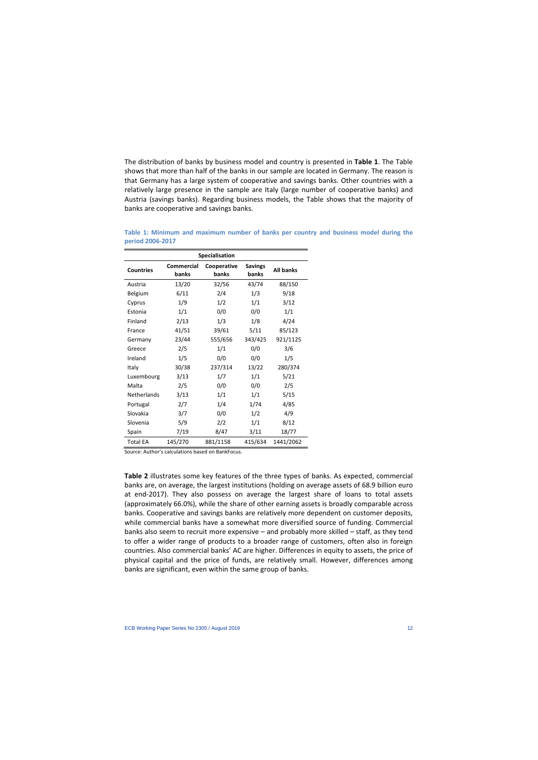The distribution of banks by business model and country is presented in **Table 1**. The Table shows that more than half of the banks in our sample are located in Germany. The reason is that Germany has a large system of cooperative and savings banks. Other countries with a relatively large presence in the sample are Italy (large number of cooperative banks) and Austria (savings banks). Regarding business models, the Table shows that the majority of banks are cooperative and savings banks.

**Table 1: Minimum and maximum number of banks per country and business model during the period 2006-2017**

| | Specialisation | | | |
|---|---|---|---|---|
| **Countries** | **Commercial banks** | **Cooperative banks** | **Savings banks** | **All banks** |
| Austria | 13/20 | 32/56 | 43/74 | 88/150 |
| Belgium | 6/11 | 2/4 | 1/3 | 9/18 |
| Cyprus | 1/9 | 1/2 | 1/1 | 3/12 |
| Estonia | 1/1 | 0/0 | 0/0 | 1/1 |
| Finland | 2/13 | 1/3 | 1/8 | 4/24 |
| France | 41/51 | 39/61 | 5/11 | 85/123 |
| Germany | 23/44 | 555/656 | 343/425 | 921/1125 |
| Greece | 2/5 | 1/1 | 0/0 | 3/6 |
| Ireland | 1/5 | 0/0 | 0/0 | 1/5 |
| Italy | 30/38 | 237/314 | 13/22 | 280/374 |
| Luxembourg | 3/13 | 1/7 | 1/1 | 5/21 |
| Malta | 2/5 | 0/0 | 0/0 | 2/5 |
| Netherlands | 3/13 | 1/1 | 1/1 | 5/15 |
| Portugal | 2/7 | 1/4 | 1/74 | 4/85 |
| Slovakia | 3/7 | 0/0 | 1/2 | 4/9 |
| Slovenia | 5/9 | 2/2 | 1/1 | 8/12 |
| Spain | 7/19 | 8/47 | 3/11 | 18/77 |
| Total EA | 145/270 | 881/1158 | 415/634 | 1441/2062 |

Source: Author's calculations based on BankFocus.

**Table 2** illustrates some key features of the three types of banks. As expected, commercial banks are, on average, the largest institutions (holding on average assets of 68.9 billion euro at end-2017). They also possess on average the largest share of loans to total assets (approximately 66.0%), while the share of other earning assets is broadly comparable across banks. Cooperative and savings banks are relatively more dependent on customer deposits, while commercial banks have a somewhat more diversified source of funding. Commercial banks also seem to recruit more expensive – and probably more skilled – staff, as they tend to offer a wider range of products to a broader range of customers, often also in foreign countries. Also commercial banks' AC are higher. Differences in equity to assets, the price of physical capital and the price of funds, are relatively small. However, differences among banks are significant, even within the same group of banks.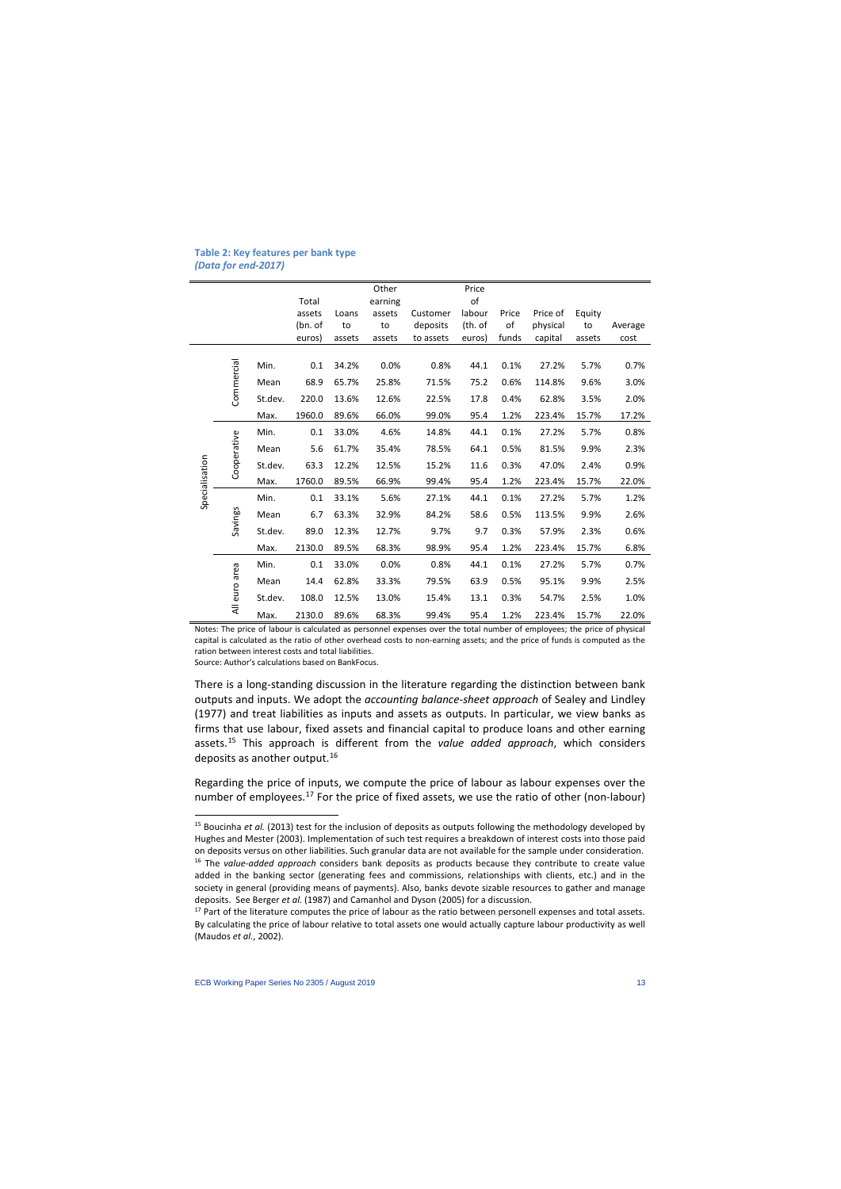**Table 2: Key features per bank type**
***(Data for end-2017)***

| | | | Total assets (bn. of euros) | Loans to assets | Other earning assets to assets | Customer deposits to assets | Price of labour (th. of euros) | Price of funds | Price of physical capital | Equity to assets | Average cost |
|---|---|---|---|---|---|---|---|---|---|---|---|
| Specialisation | Commercial | Min. | 0.1 | 34.2% | 0.0% | 0.8% | 44.1 | 0.1% | 27.2% | 5.7% | 0.7% |
| | | Mean | 68.9 | 65.7% | 25.8% | 71.5% | 75.2 | 0.6% | 114.8% | 9.6% | 3.0% |
| | | St.dev. | 220.0 | 13.6% | 12.6% | 22.5% | 17.8 | 0.4% | 62.8% | 3.5% | 2.0% |
| | | Max. | 1960.0 | 89.6% | 66.0% | 99.0% | 95.4 | 1.2% | 223.4% | 15.7% | 17.2% |
| | Cooperative | Min. | 0.1 | 33.0% | 4.6% | 14.8% | 44.1 | 0.1% | 27.2% | 5.7% | 0.8% |
| | | Mean | 5.6 | 61.7% | 35.4% | 78.5% | 64.1 | 0.5% | 81.5% | 9.9% | 2.3% |
| | | St.dev. | 63.3 | 12.2% | 12.5% | 15.2% | 11.6 | 0.3% | 47.0% | 2.4% | 0.9% |
| | | Max. | 1760.0 | 89.5% | 66.9% | 99.4% | 95.4 | 1.2% | 223.4% | 15.7% | 22.0% |
| | Savings | Min. | 0.1 | 33.1% | 5.6% | 27.1% | 44.1 | 0.1% | 27.2% | 5.7% | 1.2% |
| | | Mean | 6.7 | 63.3% | 32.9% | 84.2% | 58.6 | 0.5% | 113.5% | 9.9% | 2.6% |
| | | St.dev. | 89.0 | 12.3% | 12.7% | 9.7% | 9.7 | 0.3% | 57.9% | 2.3% | 0.6% |
| | | Max. | 2130.0 | 89.5% | 68.3% | 98.9% | 95.4 | 1.2% | 223.4% | 15.7% | 6.8% |
| | All euro area | Min. | 0.1 | 33.0% | 0.0% | 0.8% | 44.1 | 0.1% | 27.2% | 5.7% | 0.7% |
| | | Mean | 14.4 | 62.8% | 33.3% | 79.5% | 63.9 | 0.5% | 95.1% | 9.9% | 2.5% |
| | | St.dev. | 108.0 | 12.5% | 13.0% | 15.4% | 13.1 | 0.3% | 54.7% | 2.5% | 1.0% |
| | | Max. | 2130.0 | 89.6% | 68.3% | 99.4% | 95.4 | 1.2% | 223.4% | 15.7% | 22.0% |

Notes: The price of labour is calculated as personnel expenses over the total number of employees; the price of physical capital is calculated as the ratio of other overhead costs to non-earning assets; and the price of funds is computed as the ration between interest costs and total liabilities.
Source: Author's calculations based on BankFocus.

There is a long-standing discussion in the literature regarding the distinction between bank outputs and inputs. We adopt the *accounting balance-sheet approach* of Sealey and Lindley (1977) and treat liabilities as inputs and assets as outputs. In particular, we view banks as firms that use labour, fixed assets and financial capital to produce loans and other earning assets.[15] This approach is different from the *value added approach*, which considers deposits as another output.[16]

Regarding the price of inputs, we compute the price of labour as labour expenses over the number of employees.[17] For the price of fixed assets, we use the ratio of other (non-labour)

[15] Boucinha *et al.* (2013) test for the inclusion of deposits as outputs following the methodology developed by Hughes and Mester (2003). Implementation of such test requires a breakdown of interest costs into those paid on deposits versus on other liabilities. Such granular data are not available for the sample under consideration.

[16] The *value-added approach* considers bank deposits as products because they contribute to create value added in the banking sector (generating fees and commissions, relationships with clients, etc.) and in the society in general (providing means of payments). Also, banks devote sizable resources to gather and manage deposits. See Berger *et al.* (1987) and Camanhol and Dyson (2005) for a discussion.

[17] Part of the literature computes the price of labour as the ratio between personell expenses and total assets. By calculating the price of labour relative to total assets one would actually capture labour productivity as well (Maudos *et al.*, 2002).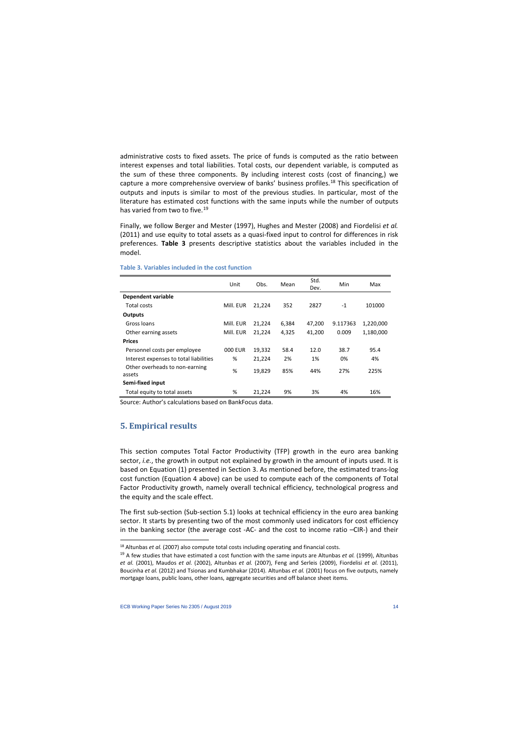administrative costs to fixed assets. The price of funds is computed as the ratio between interest expenses and total liabilities. Total costs, our dependent variable, is computed as the sum of these three components. By including interest costs (cost of financing,) we capture a more comprehensive overview of banks' business profiles.[18] This specification of outputs and inputs is similar to most of the previous studies. In particular, most of the literature has estimated cost functions with the same inputs while the number of outputs has varied from two to five.[19]

Finally, we follow Berger and Mester (1997), Hughes and Mester (2008) and Fiordelisi *et al.* (2011) and use equity to total assets as a quasi-fixed input to control for differences in risk preferences. **Table 3** presents descriptive statistics about the variables included in the model.

**Table 3. Variables included in the cost function**

| | Unit | Obs. | Mean | Std. Dev. | Min | Max |
|---|---|---|---|---|---|---|
| **Dependent variable** | | | | | | |
| Total costs | Mill. EUR | 21,224 | 352 | 2827 | -1 | 101000 |
| **Outputs** | | | | | | |
| Gross loans | Mill. EUR | 21,224 | 6,384 | 47,200 | 9.117363 | 1,220,000 |
| Other earning assets | Mill. EUR | 21,224 | 4,325 | 41,200 | 0.009 | 1,180,000 |
| **Prices** | | | | | | |
| Personnel costs per employee | 000 EUR | 19,332 | 58.4 | 12.0 | 38.7 | 95.4 |
| Interest expenses to total liabilities | % | 21,224 | 2% | 1% | 0% | 4% |
| Other overheads to non-earning assets | % | 19,829 | 85% | 44% | 27% | 225% |
| **Semi-fixed input** | | | | | | |
| Total equity to total assets | % | 21,224 | 9% | 3% | 4% | 16% |

Source: Author's calculations based on BankFocus data.

## 5. Empirical results

This section computes Total Factor Productivity (TFP) growth in the euro area banking sector, *i.e.*, the growth in output not explained by growth in the amount of inputs used. It is based on Equation (1) presented in Section 3. As mentioned before, the estimated trans-log cost function (Equation 4 above) can be used to compute each of the components of Total Factor Productivity growth, namely overall technical efficiency, technological progress and the equity and the scale effect.

The first sub-section (Sub-section 5.1) looks at technical efficiency in the euro area banking sector. It starts by presenting two of the most commonly used indicators for cost efficiency in the banking sector (the average cost -AC- and the cost to income ratio –CIR-) and their

[18] Altunbas *et al.* (2007) also compute total costs including operating and financial costs.

[19] A few studies that have estimated a cost function with the same inputs are Altunbas *et al.* (1999), Altunbas *et al.* (2001), Maudos *et al.* (2002), Altunbas *et al.* (2007), Feng and Serleis (2009), Fiordelisi *et al.* (2011), Boucinha *et al.* (2012) and Tsionas and Kumbhakar (2014). Altunbas *et al.* (2001) focus on five outputs, namely mortgage loans, public loans, other loans, aggregate securities and off balance sheet items.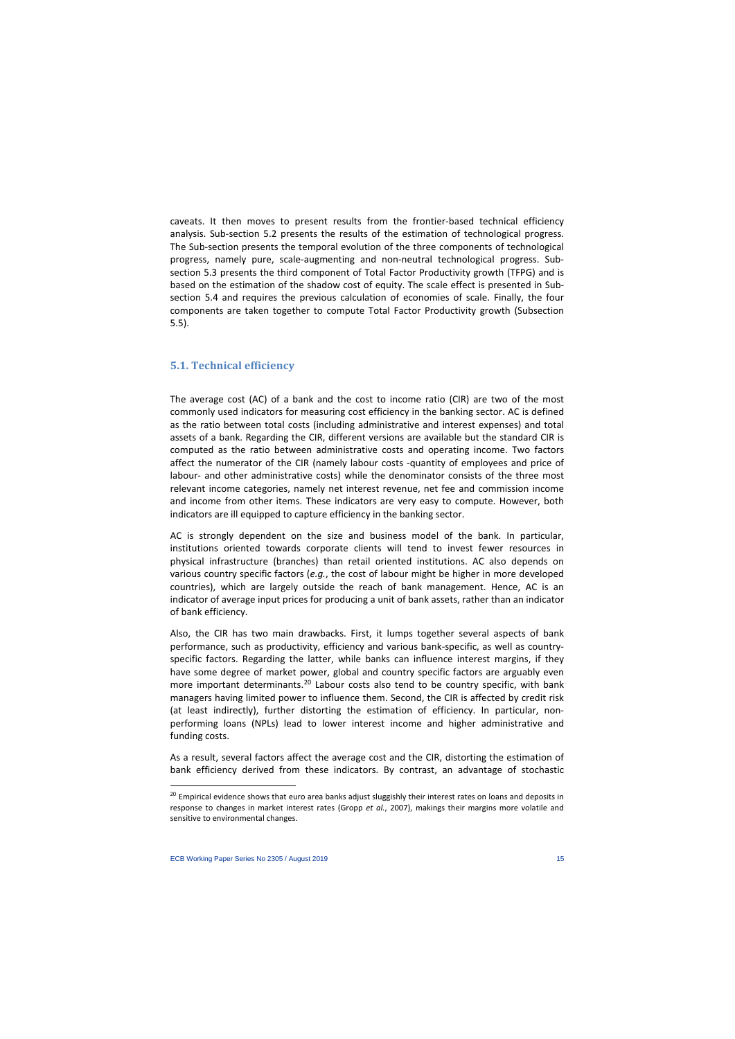caveats. It then moves to present results from the frontier-based technical efficiency analysis. Sub-section 5.2 presents the results of the estimation of technological progress. The Sub-section presents the temporal evolution of the three components of technological progress, namely pure, scale-augmenting and non-neutral technological progress. Sub-section 5.3 presents the third component of Total Factor Productivity growth (TFPG) and is based on the estimation of the shadow cost of equity. The scale effect is presented in Sub-section 5.4 and requires the previous calculation of economies of scale. Finally, the four components are taken together to compute Total Factor Productivity growth (Subsection 5.5).

## 5.1. Technical efficiency

The average cost (AC) of a bank and the cost to income ratio (CIR) are two of the most commonly used indicators for measuring cost efficiency in the banking sector. AC is defined as the ratio between total costs (including administrative and interest expenses) and total assets of a bank. Regarding the CIR, different versions are available but the standard CIR is computed as the ratio between administrative costs and operating income. Two factors affect the numerator of the CIR (namely labour costs -quantity of employees and price of labour- and other administrative costs) while the denominator consists of the three most relevant income categories, namely net interest revenue, net fee and commission income and income from other items. These indicators are very easy to compute. However, both indicators are ill equipped to capture efficiency in the banking sector.

AC is strongly dependent on the size and business model of the bank. In particular, institutions oriented towards corporate clients will tend to invest fewer resources in physical infrastructure (branches) than retail oriented institutions. AC also depends on various country specific factors (*e.g.*, the cost of labour might be higher in more developed countries), which are largely outside the reach of bank management. Hence, AC is an indicator of average input prices for producing a unit of bank assets, rather than an indicator of bank efficiency.

Also, the CIR has two main drawbacks. First, it lumps together several aspects of bank performance, such as productivity, efficiency and various bank-specific, as well as country-specific factors. Regarding the latter, while banks can influence interest margins, if they have some degree of market power, global and country specific factors are arguably even more important determinants.[20] Labour costs also tend to be country specific, with bank managers having limited power to influence them. Second, the CIR is affected by credit risk (at least indirectly), further distorting the estimation of efficiency. In particular, non-performing loans (NPLs) lead to lower interest income and higher administrative and funding costs.

As a result, several factors affect the average cost and the CIR, distorting the estimation of bank efficiency derived from these indicators. By contrast, an advantage of stochastic

[20] Empirical evidence shows that euro area banks adjust sluggishly their interest rates on loans and deposits in response to changes in market interest rates (Gropp *et al.*, 2007), makings their margins more volatile and sensitive to environmental changes.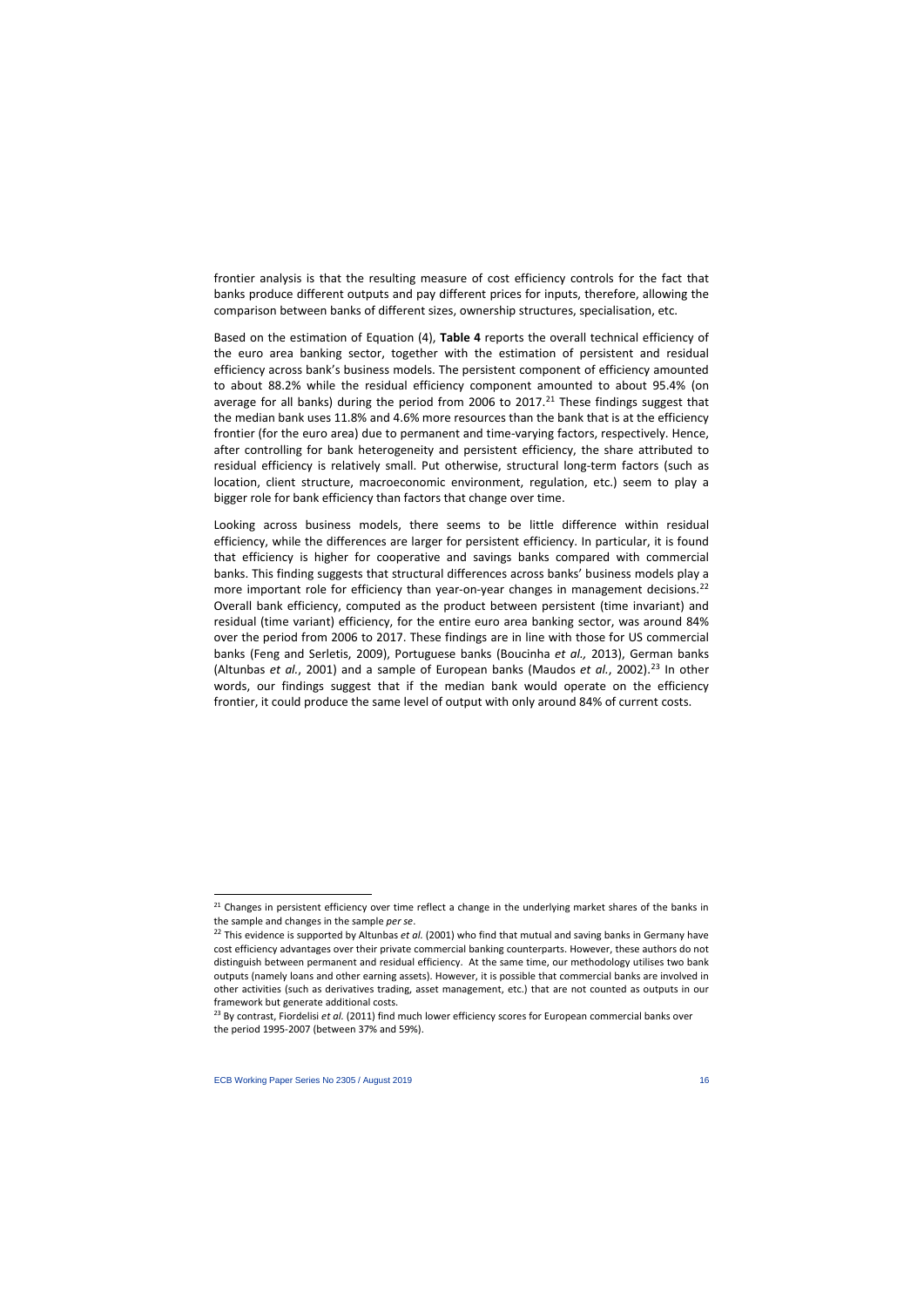frontier analysis is that the resulting measure of cost efficiency controls for the fact that banks produce different outputs and pay different prices for inputs, therefore, allowing the comparison between banks of different sizes, ownership structures, specialisation, etc.

Based on the estimation of Equation (4), **Table 4** reports the overall technical efficiency of the euro area banking sector, together with the estimation of persistent and residual efficiency across bank's business models. The persistent component of efficiency amounted to about 88.2% while the residual efficiency component amounted to about 95.4% (on average for all banks) during the period from 2006 to 2017.[21] These findings suggest that the median bank uses 11.8% and 4.6% more resources than the bank that is at the efficiency frontier (for the euro area) due to permanent and time-varying factors, respectively. Hence, after controlling for bank heterogeneity and persistent efficiency, the share attributed to residual efficiency is relatively small. Put otherwise, structural long-term factors (such as location, client structure, macroeconomic environment, regulation, etc.) seem to play a bigger role for bank efficiency than factors that change over time.

Looking across business models, there seems to be little difference within residual efficiency, while the differences are larger for persistent efficiency. In particular, it is found that efficiency is higher for cooperative and savings banks compared with commercial banks. This finding suggests that structural differences across banks' business models play a more important role for efficiency than year-on-year changes in management decisions.[22] Overall bank efficiency, computed as the product between persistent (time invariant) and residual (time variant) efficiency, for the entire euro area banking sector, was around 84% over the period from 2006 to 2017. These findings are in line with those for US commercial banks (Feng and Serletis, 2009), Portuguese banks (Boucinha *et al.,* 2013), German banks (Altunbas *et al.*, 2001) and a sample of European banks (Maudos *et al.*, 2002).[23] In other words, our findings suggest that if the median bank would operate on the efficiency frontier, it could produce the same level of output with only around 84% of current costs.

---

[21] Changes in persistent efficiency over time reflect a change in the underlying market shares of the banks in the sample and changes in the sample *per se*.

[22] This evidence is supported by Altunbas *et al.* (2001) who find that mutual and saving banks in Germany have cost efficiency advantages over their private commercial banking counterparts. However, these authors do not distinguish between permanent and residual efficiency. At the same time, our methodology utilises two bank outputs (namely loans and other earning assets). However, it is possible that commercial banks are involved in other activities (such as derivatives trading, asset management, etc.) that are not counted as outputs in our framework but generate additional costs.

[23] By contrast, Fiordelisi *et al.* (2011) find much lower efficiency scores for European commercial banks over the period 1995-2007 (between 37% and 59%).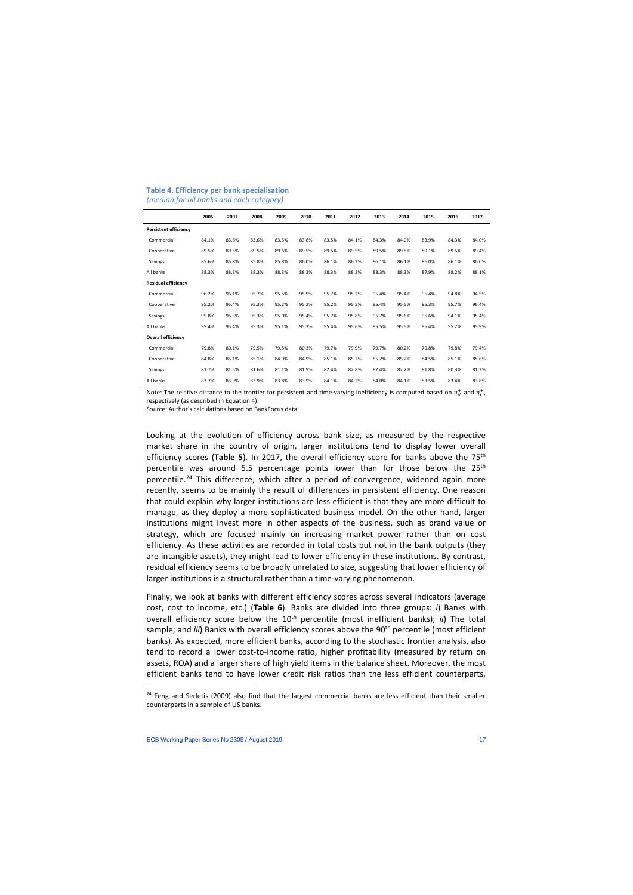**Table 4. Efficiency per bank specialisation**

*(median for all banks and each category)*

| | 2006 | 2007 | 2008 | 2009 | 2010 | 2011 | 2012 | 2013 | 2014 | 2015 | 2016 | 2017 |
|---|---|---|---|---|---|---|---|---|---|---|---|---|
| **Persistent efficiency** | | | | | | | | | | | | |
| Commercial | 84.1% | 83.8% | 83.6% | 83.5% | 83.8% | 83.5% | 84.1% | 84.3% | 84.0% | 83.9% | 84.3% | 84.0% |
| Cooperative | 89.5% | 89.5% | 89.5% | 89.6% | 89.5% | 89.5% | 89.5% | 89.5% | 89.5% | 89.1% | 89.5% | 89.4% |
| Savings | 85.6% | 85.8% | 85.8% | 85.8% | 86.0% | 86.1% | 86.2% | 86.1% | 86.1% | 86.0% | 86.1% | 86.0% |
| All banks | 88.3% | 88.3% | 88.3% | 88.3% | 88.3% | 88.3% | 88.3% | 88.3% | 88.3% | 87.9% | 88.2% | 88.1% |
| **Residual efficiency** | | | | | | | | | | | | |
| Commercial | 96.2% | 96.1% | 95.7% | 95.5% | 95.9% | 95.7% | 95.2% | 95.4% | 95.4% | 95.4% | 94.8% | 94.5% |
| Cooperative | 95.2% | 95.4% | 95.3% | 95.2% | 95.2% | 95.2% | 95.5% | 95.4% | 95.5% | 95.3% | 95.7% | 96.4% |
| Savings | 95.8% | 95.3% | 95.3% | 95.0% | 95.4% | 95.7% | 95.8% | 95.7% | 95.6% | 95.6% | 94.1% | 95.4% |
| All banks | 95.4% | 95.4% | 95.3% | 95.1% | 95.3% | 95.4% | 95.6% | 95.5% | 95.5% | 95.4% | 95.2% | 95.9% |
| **Overall efficiency** | | | | | | | | | | | | |
| Commercial | 79.8% | 80.1% | 79.5% | 79.5% | 80.3% | 79.7% | 79.9% | 79.7% | 80.2% | 79.8% | 79.8% | 79.4% |
| Cooperative | 84.8% | 85.1% | 85.1% | 84.9% | 84.9% | 85.1% | 85.2% | 85.2% | 85.2% | 84.5% | 85.1% | 85.6% |
| Savings | 81.7% | 81.5% | 81.6% | 81.1% | 81.9% | 82.4% | 82.8% | 82.4% | 82.2% | 81.8% | 80.3% | 81.2% |
| All banks | 83.7% | 83.9% | 83.9% | 83.8% | 83.9% | 84.1% | 84.2% | 84.0% | 84.1% | 83.5% | 83.4% | 83.8% |

Note: The relative distance to the frontier for persistent and time-varying inefficiency is computed based on $\upsilon_{it}^{+}$ and $\eta_{i}^{+}$, respectively (as described in Equation 4).

Source: Author's calculations based on BankFocus data.

Looking at the evolution of efficiency across bank size, as measured by the respective market share in the country of origin, larger institutions tend to display lower overall efficiency scores (**Table 5**). In 2017, the overall efficiency score for banks above the 75th percentile was around 5.5 percentage points lower than for those below the 25th percentile.[24] This difference, which after a period of convergence, widened again more recently, seems to be mainly the result of differences in persistent efficiency. One reason that could explain why larger institutions are less efficient is that they are more difficult to manage, as they deploy a more sophisticated business model. On the other hand, larger institutions might invest more in other aspects of the business, such as brand value or strategy, which are focused mainly on increasing market power rather than on cost efficiency. As these activities are recorded in total costs but not in the bank outputs (they are intangible assets), they might lead to lower efficiency in these institutions. By contrast, residual efficiency seems to be broadly unrelated to size, suggesting that lower efficiency of larger institutions is a structural rather than a time-varying phenomenon.

Finally, we look at banks with different efficiency scores across several indicators (average cost, cost to income, etc.) (**Table 6**). Banks are divided into three groups: *i*) Banks with overall efficiency score below the 10th percentile (most inefficient banks); *ii*) The total sample; and *iii*) Banks with overall efficiency scores above the 90th percentile (most efficient banks). As expected, more efficient banks, according to the stochastic frontier analysis, also tend to record a lower cost-to-income ratio, higher profitability (measured by return on assets, ROA) and a larger share of high yield items in the balance sheet. Moreover, the most efficient banks tend to have lower credit risk ratios than the less efficient counterparts,

[24] Feng and Serletis (2009) also find that the largest commercial banks are less efficient than their smaller counterparts in a sample of US banks.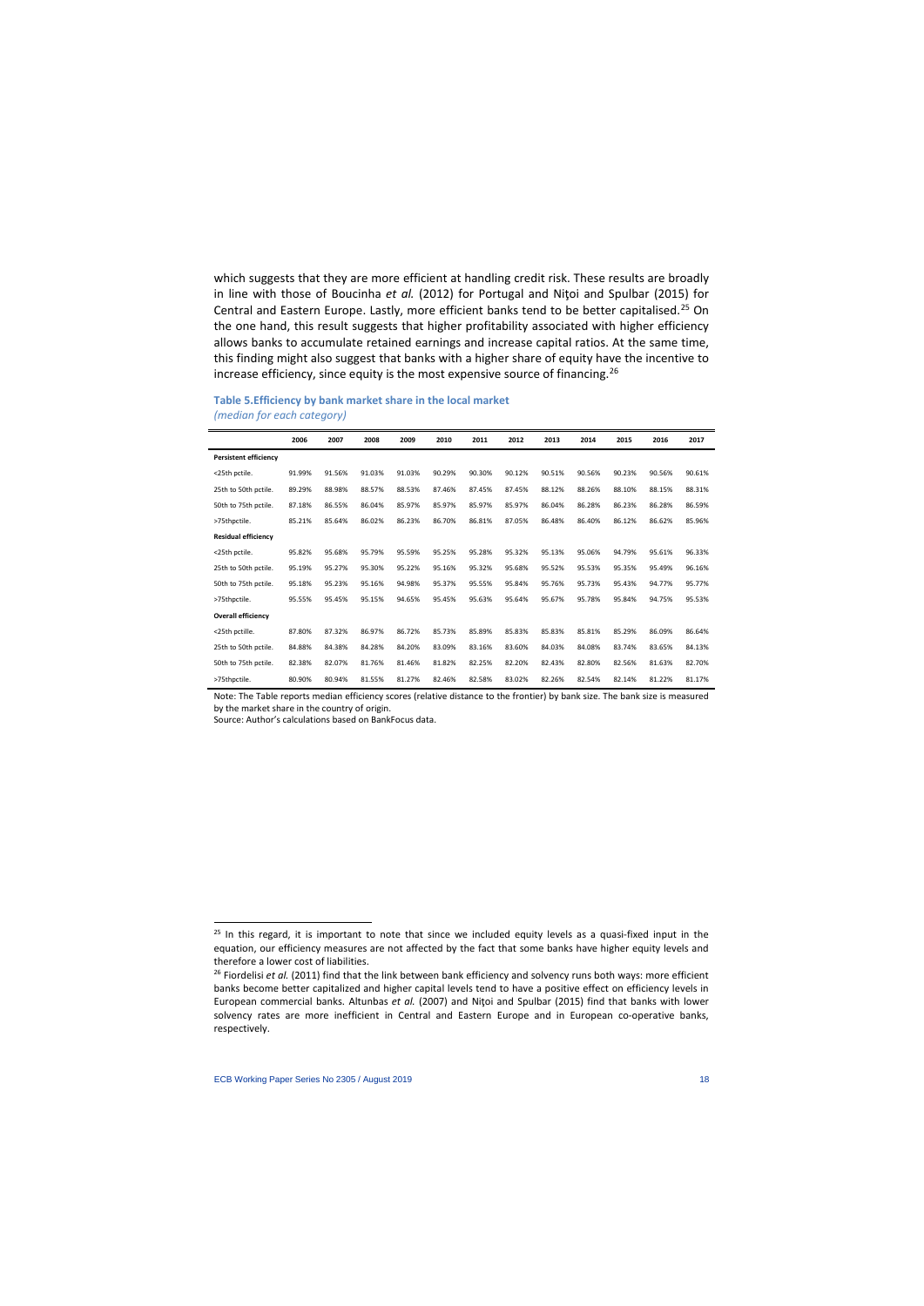which suggests that they are more efficient at handling credit risk. These results are broadly in line with those of Boucinha *et al.* (2012) for Portugal and Niţoi and Spulbar (2015) for Central and Eastern Europe. Lastly, more efficient banks tend to be better capitalised.[25] On the one hand, this result suggests that higher profitability associated with higher efficiency allows banks to accumulate retained earnings and increase capital ratios. At the same time, this finding might also suggest that banks with a higher share of equity have the incentive to increase efficiency, since equity is the most expensive source of financing.[26]

**Table 5.Efficiency by bank market share in the local market**

*(median for each category)*

| | 2006 | 2007 | 2008 | 2009 | 2010 | 2011 | 2012 | 2013 | 2014 | 2015 | 2016 | 2017 |
|---|---|---|---|---|---|---|---|---|---|---|---|---|
| **Persistent efficiency** | | | | | | | | | | | | |
| <25th pctile. | 91.99% | 91.56% | 91.03% | 91.03% | 90.29% | 90.30% | 90.12% | 90.51% | 90.56% | 90.23% | 90.56% | 90.61% |
| 25th to 50th pctile. | 89.29% | 88.98% | 88.57% | 88.53% | 87.46% | 87.45% | 87.45% | 88.12% | 88.26% | 88.10% | 88.15% | 88.31% |
| 50th to 75th pctile. | 87.18% | 86.55% | 86.04% | 85.97% | 85.97% | 85.97% | 85.97% | 86.04% | 86.28% | 86.23% | 86.28% | 86.59% |
| >75thpctile. | 85.21% | 85.64% | 86.02% | 86.23% | 86.70% | 86.81% | 87.05% | 86.48% | 86.40% | 86.12% | 86.62% | 85.96% |
| **Residual efficiency** | | | | | | | | | | | | |
| <25th pctile. | 95.82% | 95.68% | 95.79% | 95.59% | 95.25% | 95.28% | 95.32% | 95.13% | 95.06% | 94.79% | 95.61% | 96.33% |
| 25th to 50th pctile. | 95.19% | 95.27% | 95.30% | 95.22% | 95.16% | 95.32% | 95.68% | 95.52% | 95.53% | 95.35% | 95.49% | 96.16% |
| 50th to 75th pctile. | 95.18% | 95.23% | 95.16% | 94.98% | 95.37% | 95.55% | 95.84% | 95.76% | 95.73% | 95.43% | 94.77% | 95.77% |
| >75thpctile. | 95.55% | 95.45% | 95.15% | 94.65% | 95.45% | 95.63% | 95.64% | 95.67% | 95.78% | 95.84% | 94.75% | 95.53% |
| **Overall efficiency** | | | | | | | | | | | | |
| <25th pctille. | 87.80% | 87.32% | 86.97% | 86.72% | 85.73% | 85.89% | 85.83% | 85.83% | 85.81% | 85.29% | 86.09% | 86.64% |
| 25th to 50th pctile. | 84.88% | 84.38% | 84.28% | 84.20% | 83.09% | 83.16% | 83.60% | 84.03% | 84.08% | 83.74% | 83.65% | 84.13% |
| 50th to 75th pctile. | 82.38% | 82.07% | 81.76% | 81.46% | 81.82% | 82.25% | 82.20% | 82.43% | 82.80% | 82.56% | 81.63% | 82.70% |
| >75thpctile. | 80.90% | 80.94% | 81.55% | 81.27% | 82.46% | 82.58% | 83.02% | 82.26% | 82.54% | 82.14% | 81.22% | 81.17% |

Note: The Table reports median efficiency scores (relative distance to the frontier) by bank size. The bank size is measured by the market share in the country of origin.

Source: Author's calculations based on BankFocus data.

[25] In this regard, it is important to note that since we included equity levels as a quasi-fixed input in the equation, our efficiency measures are not affected by the fact that some banks have higher equity levels and therefore a lower cost of liabilities.

[26] Fiordelisi *et al.* (2011) find that the link between bank efficiency and solvency runs both ways: more efficient banks become better capitalized and higher capital levels tend to have a positive effect on efficiency levels in European commercial banks. Altunbas *et al.* (2007) and Niţoi and Spulbar (2015) find that banks with lower solvency rates are more inefficient in Central and Eastern Europe and in European co-operative banks, respectively.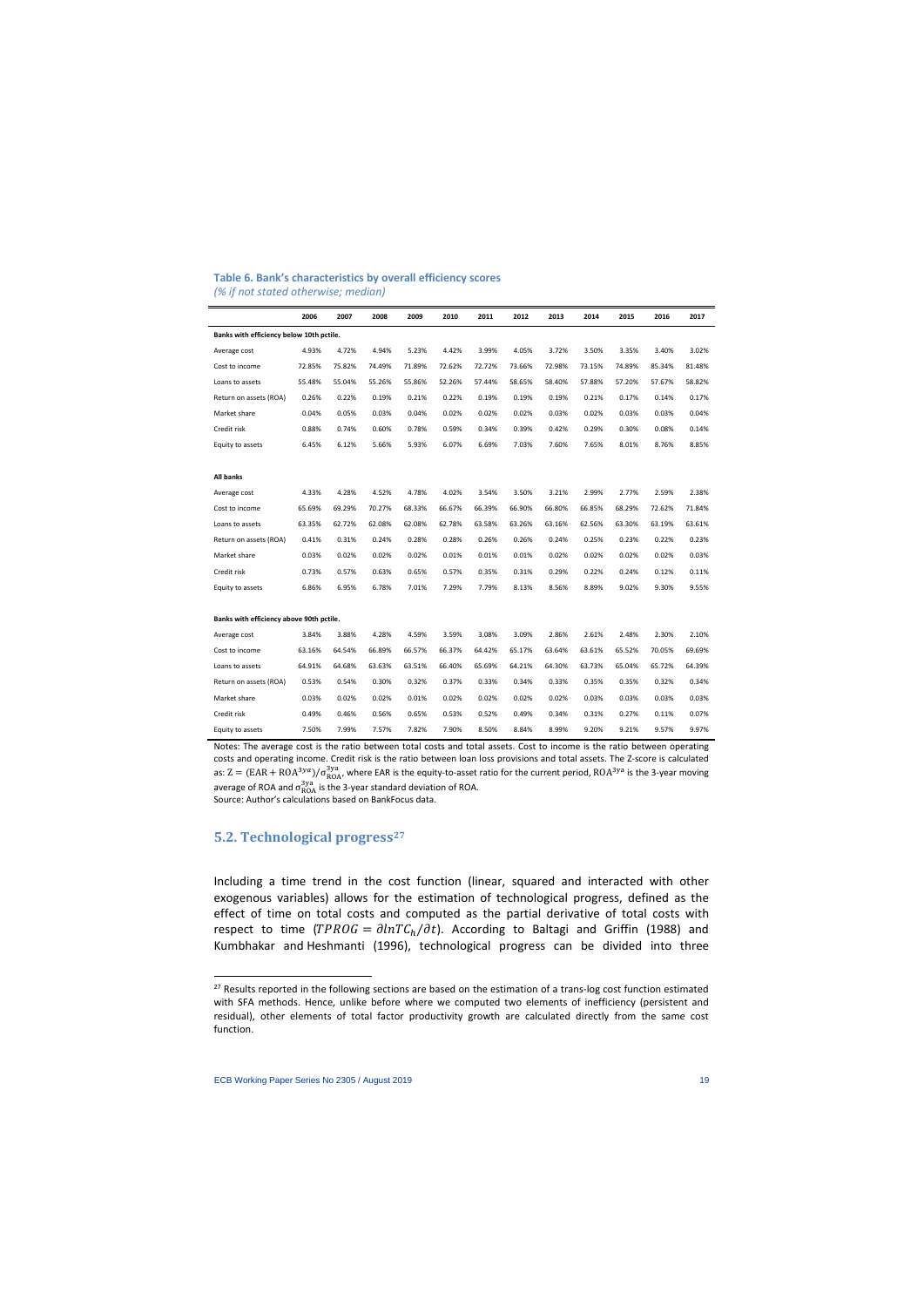**Table 6. Bank's characteristics by overall efficiency scores**

*(% if not stated otherwise; median)*

| | 2006 | 2007 | 2008 | 2009 | 2010 | 2011 | 2012 | 2013 | 2014 | 2015 | 2016 | 2017 |
|---|---|---|---|---|---|---|---|---|---|---|---|---|
| **Banks with efficiency below 10th pctile.** | | | | | | | | | | | | |
| Average cost | 4.93% | 4.72% | 4.94% | 5.23% | 4.42% | 3.99% | 4.05% | 3.72% | 3.50% | 3.35% | 3.40% | 3.02% |
| Cost to income | 72.85% | 75.82% | 74.49% | 71.89% | 72.62% | 72.72% | 73.66% | 72.98% | 73.15% | 74.89% | 85.34% | 81.48% |
| Loans to assets | 55.48% | 55.04% | 55.26% | 55.86% | 52.26% | 57.44% | 58.65% | 58.40% | 57.88% | 57.20% | 57.67% | 58.82% |
| Return on assets (ROA) | 0.26% | 0.22% | 0.19% | 0.21% | 0.22% | 0.19% | 0.19% | 0.19% | 0.21% | 0.17% | 0.14% | 0.17% |
| Market share | 0.04% | 0.05% | 0.03% | 0.04% | 0.02% | 0.02% | 0.02% | 0.03% | 0.02% | 0.03% | 0.03% | 0.04% |
| Credit risk | 0.88% | 0.74% | 0.60% | 0.78% | 0.59% | 0.34% | 0.39% | 0.42% | 0.29% | 0.30% | 0.08% | 0.14% |
| Equity to assets | 6.45% | 6.12% | 5.66% | 5.93% | 6.07% | 6.69% | 7.03% | 7.60% | 7.65% | 8.01% | 8.76% | 8.85% |
| **All banks** | | | | | | | | | | | | |
| Average cost | 4.33% | 4.28% | 4.52% | 4.78% | 4.02% | 3.54% | 3.50% | 3.21% | 2.99% | 2.77% | 2.59% | 2.38% |
| Cost to income | 65.69% | 69.29% | 70.27% | 68.33% | 66.67% | 66.39% | 66.90% | 66.80% | 66.85% | 68.29% | 72.62% | 71.84% |
| Loans to assets | 63.35% | 62.72% | 62.08% | 62.08% | 62.78% | 63.58% | 63.26% | 63.16% | 62.56% | 63.30% | 63.19% | 63.61% |
| Return on assets (ROA) | 0.41% | 0.31% | 0.24% | 0.28% | 0.28% | 0.26% | 0.26% | 0.24% | 0.25% | 0.23% | 0.22% | 0.23% |
| Market share | 0.03% | 0.02% | 0.02% | 0.02% | 0.01% | 0.01% | 0.01% | 0.02% | 0.02% | 0.02% | 0.02% | 0.03% |
| Credit risk | 0.73% | 0.57% | 0.63% | 0.65% | 0.57% | 0.35% | 0.31% | 0.29% | 0.22% | 0.24% | 0.12% | 0.11% |
| Equity to assets | 6.86% | 6.95% | 6.78% | 7.01% | 7.29% | 7.79% | 8.13% | 8.56% | 8.89% | 9.02% | 9.30% | 9.55% |
| **Banks with efficiency above 90th pctile.** | | | | | | | | | | | | |
| Average cost | 3.84% | 3.88% | 4.28% | 4.59% | 3.59% | 3.08% | 3.09% | 2.86% | 2.61% | 2.48% | 2.30% | 2.10% |
| Cost to income | 63.16% | 64.54% | 66.89% | 66.57% | 66.37% | 64.42% | 65.17% | 63.64% | 63.61% | 65.52% | 70.05% | 69.69% |
| Loans to assets | 64.91% | 64.68% | 63.63% | 63.51% | 66.40% | 65.69% | 64.21% | 64.30% | 63.73% | 65.04% | 65.72% | 64.39% |
| Return on assets (ROA) | 0.53% | 0.54% | 0.30% | 0.32% | 0.37% | 0.33% | 0.34% | 0.33% | 0.35% | 0.35% | 0.32% | 0.34% |
| Market share | 0.03% | 0.02% | 0.02% | 0.01% | 0.02% | 0.02% | 0.02% | 0.02% | 0.03% | 0.03% | 0.03% | 0.03% |
| Credit risk | 0.49% | 0.46% | 0.56% | 0.65% | 0.53% | 0.52% | 0.49% | 0.34% | 0.31% | 0.27% | 0.11% | 0.07% |
| Equity to assets | 7.50% | 7.99% | 7.57% | 7.82% | 7.90% | 8.50% | 8.84% | 8.99% | 9.20% | 9.21% | 9.57% | 9.97% |

Notes: The average cost is the ratio between total costs and total assets. Cost to income is the ratio between operating costs and operating income. Credit risk is the ratio between loan loss provisions and total assets. The Z-score is calculated as: $Z = (EAR + ROA^{3ya})/\sigma^{3ya}_{ROA}$, where EAR is the equity-to-asset ratio for the current period, $ROA^{3ya}$ is the 3-year moving average of ROA and $\sigma^{3ya}_{ROA}$ is the 3-year standard deviation of ROA.

Source: Author's calculations based on BankFocus data.

## 5.2. Technological progress[27]

Including a time trend in the cost function (linear, squared and interacted with other exogenous variables) allows for the estimation of technological progress, defined as the effect of time on total costs and computed as the partial derivative of total costs with respect to time ($TPROG = \partial lnTC_h/\partial t$). According to Baltagi and Griffin (1988) and Kumbhakar and Heshmanti (1996), technological progress can be divided into three

[27] Results reported in the following sections are based on the estimation of a trans-log cost function estimated with SFA methods. Hence, unlike before where we computed two elements of inefficiency (persistent and residual), other elements of total factor productivity growth are calculated directly from the same cost function.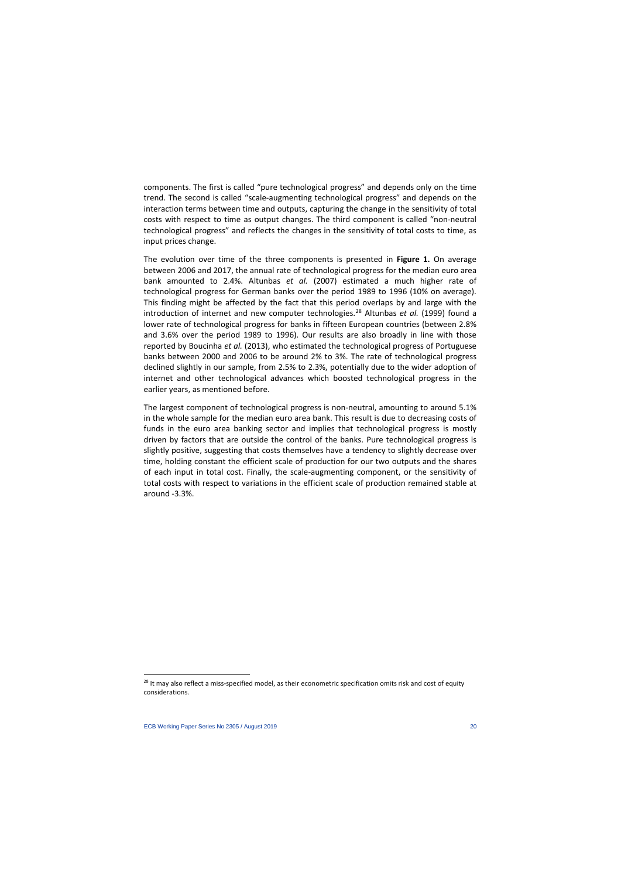components. The first is called "pure technological progress" and depends only on the time trend. The second is called "scale-augmenting technological progress" and depends on the interaction terms between time and outputs, capturing the change in the sensitivity of total costs with respect to time as output changes. The third component is called "non-neutral technological progress" and reflects the changes in the sensitivity of total costs to time, as input prices change.

The evolution over time of the three components is presented in **Figure 1.** On average between 2006 and 2017, the annual rate of technological progress for the median euro area bank amounted to 2.4%. Altunbas *et al.* (2007) estimated a much higher rate of technological progress for German banks over the period 1989 to 1996 (10% on average). This finding might be affected by the fact that this period overlaps by and large with the introduction of internet and new computer technologies.[28] Altunbas *et al.* (1999) found a lower rate of technological progress for banks in fifteen European countries (between 2.8% and 3.6% over the period 1989 to 1996). Our results are also broadly in line with those reported by Boucinha *et al.* (2013), who estimated the technological progress of Portuguese banks between 2000 and 2006 to be around 2% to 3%. The rate of technological progress declined slightly in our sample, from 2.5% to 2.3%, potentially due to the wider adoption of internet and other technological advances which boosted technological progress in the earlier years, as mentioned before.

The largest component of technological progress is non-neutral, amounting to around 5.1% in the whole sample for the median euro area bank. This result is due to decreasing costs of funds in the euro area banking sector and implies that technological progress is mostly driven by factors that are outside the control of the banks. Pure technological progress is slightly positive, suggesting that costs themselves have a tendency to slightly decrease over time, holding constant the efficient scale of production for our two outputs and the shares of each input in total cost. Finally, the scale-augmenting component, or the sensitivity of total costs with respect to variations in the efficient scale of production remained stable at around -3.3%.

[28] It may also reflect a miss-specified model, as their econometric specification omits risk and cost of equity considerations.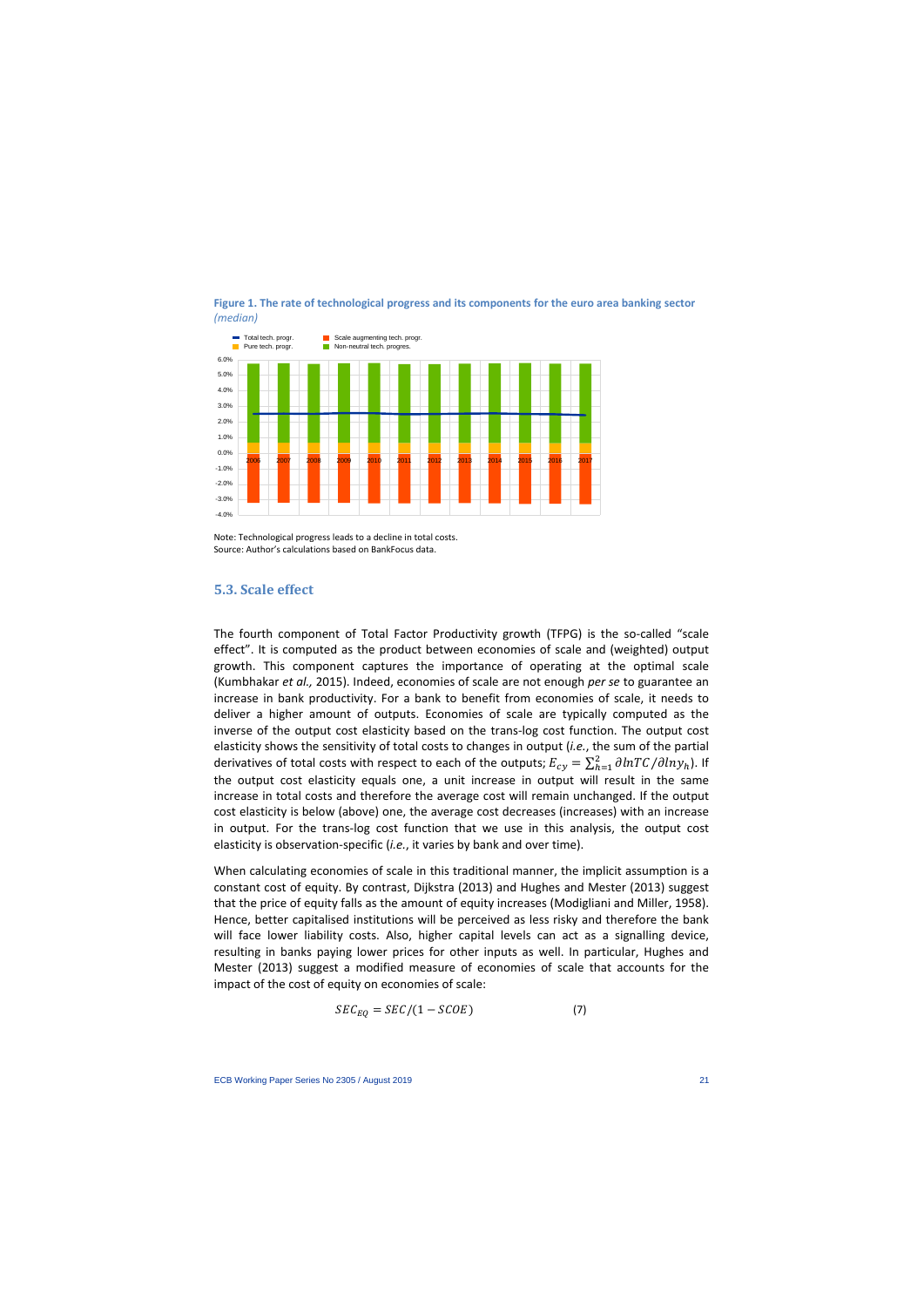**Figure 1. The rate of technological progress and its components for the euro area banking sector** *(median)*

Note: Technological progress leads to a decline in total costs.
Source: Author's calculations based on BankFocus data.

## 5.3. Scale effect

The fourth component of Total Factor Productivity growth (TFPG) is the so-called "scale effect". It is computed as the product between economies of scale and (weighted) output growth. This component captures the importance of operating at the optimal scale (Kumbhakar *et al.,* 2015). Indeed, economies of scale are not enough *per se* to guarantee an increase in bank productivity. For a bank to benefit from economies of scale, it needs to deliver a higher amount of outputs. Economies of scale are typically computed as the inverse of the output cost elasticity based on the trans-log cost function. The output cost elasticity shows the sensitivity of total costs to changes in output (*i.e.*, the sum of the partial derivatives of total costs with respect to each of the outputs; $E_{cy} = \sum_{h=1}^{2} \partial lnTC/\partial lny_h$). If the output cost elasticity equals one, a unit increase in output will result in the same increase in total costs and therefore the average cost will remain unchanged. If the output cost elasticity is below (above) one, the average cost decreases (increases) with an increase in output. For the trans-log cost function that we use in this analysis, the output cost elasticity is observation-specific (*i.e.*, it varies by bank and over time).

When calculating economies of scale in this traditional manner, the implicit assumption is a constant cost of equity. By contrast, Dijkstra (2013) and Hughes and Mester (2013) suggest that the price of equity falls as the amount of equity increases (Modigliani and Miller, 1958). Hence, better capitalised institutions will be perceived as less risky and therefore the bank will face lower liability costs. Also, higher capital levels can act as a signalling device, resulting in banks paying lower prices for other inputs as well. In particular, Hughes and Mester (2013) suggest a modified measure of economies of scale that accounts for the impact of the cost of equity on economies of scale:

$$SEC_{EQ} = SEC/(1 - SCOE) \qquad (7)$$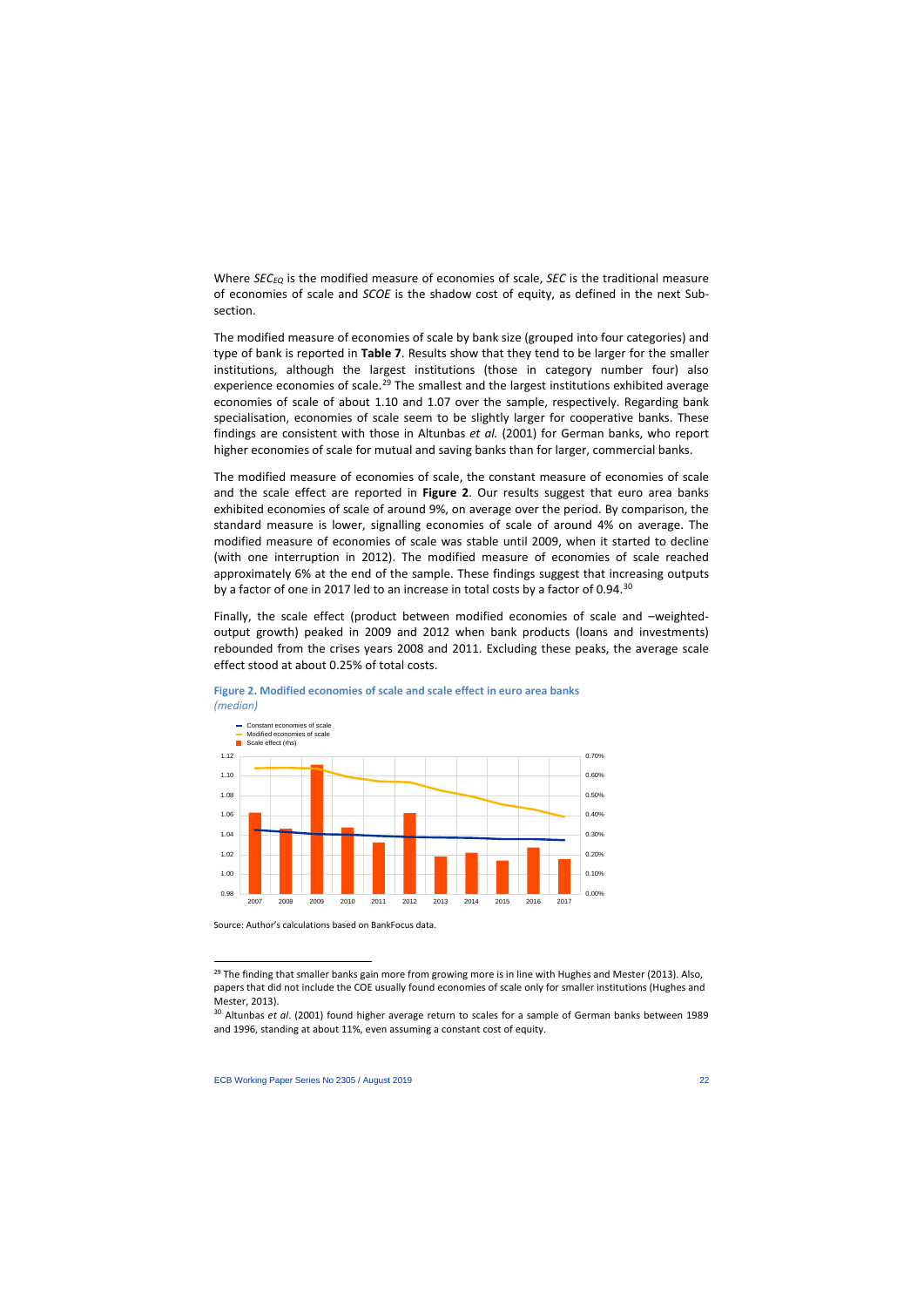Where $SEC_{EQ}$ is the modified measure of economies of scale, $SEC$ is the traditional measure of economies of scale and $SCOE$ is the shadow cost of equity, as defined in the next Sub-section.

The modified measure of economies of scale by bank size (grouped into four categories) and type of bank is reported in **Table 7**. Results show that they tend to be larger for the smaller institutions, although the largest institutions (those in category number four) also experience economies of scale.[29] The smallest and the largest institutions exhibited average economies of scale of about 1.10 and 1.07 over the sample, respectively. Regarding bank specialisation, economies of scale seem to be slightly larger for cooperative banks. These findings are consistent with those in Altunbas *et al.* (2001) for German banks, who report higher economies of scale for mutual and saving banks than for larger, commercial banks.

The modified measure of economies of scale, the constant measure of economies of scale and the scale effect are reported in **Figure 2**. Our results suggest that euro area banks exhibited economies of scale of around 9%, on average over the period. By comparison, the standard measure is lower, signalling economies of scale of around 4% on average. The modified measure of economies of scale was stable until 2009, when it started to decline (with one interruption in 2012). The modified measure of economies of scale reached approximately 6% at the end of the sample. These findings suggest that increasing outputs by a factor of one in 2017 led to an increase in total costs by a factor of 0.94.[30]

Finally, the scale effect (product between modified economies of scale and –weighted-output growth) peaked in 2009 and 2012 when bank products (loans and investments) rebounded from the crises years 2008 and 2011. Excluding these peaks, the average scale effect stood at about 0.25% of total costs.

**Figure 2. Modified economies of scale and scale effect in euro area banks**
*(median)*

Source: Author's calculations based on BankFocus data.

---

[29] The finding that smaller banks gain more from growing more is in line with Hughes and Mester (2013). Also, papers that did not include the COE usually found economies of scale only for smaller institutions (Hughes and Mester, 2013).

[30] Altunbas *et al*. (2001) found higher average return to scales for a sample of German banks between 1989 and 1996, standing at about 11%, even assuming a constant cost of equity.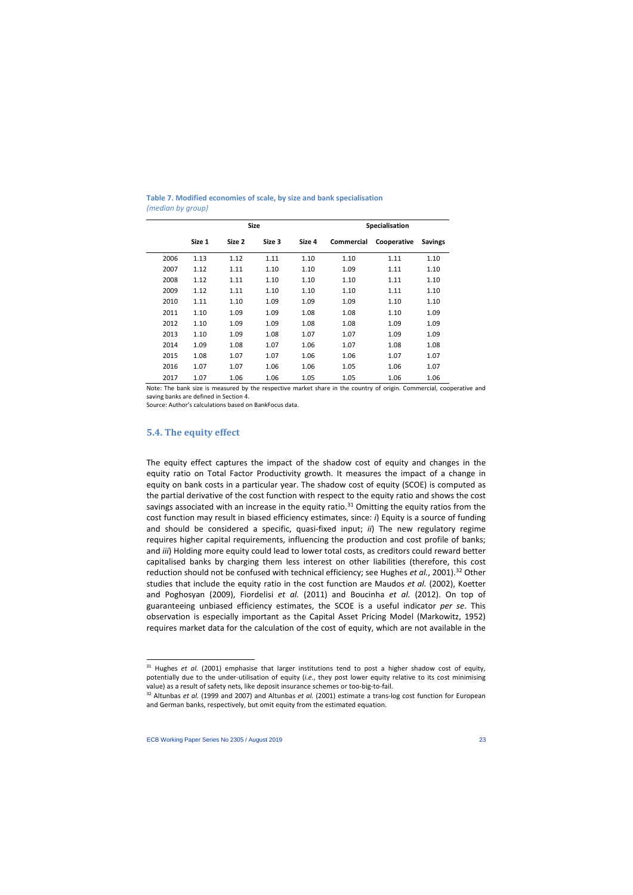**Table 7. Modified economies of scale, by size and bank specialisation**
*(median by group)*

| | Size | | | | Specialisation | | |
|---|---|---|---|---|---|---|---|
| | **Size 1** | **Size 2** | **Size 3** | **Size 4** | **Commercial** | **Cooperative** | **Savings** |
| 2006 | 1.13 | 1.12 | 1.11 | 1.10 | 1.10 | 1.11 | 1.10 |
| 2007 | 1.12 | 1.11 | 1.10 | 1.10 | 1.09 | 1.11 | 1.10 |
| 2008 | 1.12 | 1.11 | 1.10 | 1.10 | 1.10 | 1.11 | 1.10 |
| 2009 | 1.12 | 1.11 | 1.10 | 1.10 | 1.10 | 1.11 | 1.10 |
| 2010 | 1.11 | 1.10 | 1.09 | 1.09 | 1.09 | 1.10 | 1.10 |
| 2011 | 1.10 | 1.09 | 1.09 | 1.08 | 1.08 | 1.10 | 1.09 |
| 2012 | 1.10 | 1.09 | 1.09 | 1.08 | 1.08 | 1.09 | 1.09 |
| 2013 | 1.10 | 1.09 | 1.08 | 1.07 | 1.07 | 1.09 | 1.09 |
| 2014 | 1.09 | 1.08 | 1.07 | 1.06 | 1.07 | 1.08 | 1.08 |
| 2015 | 1.08 | 1.07 | 1.07 | 1.06 | 1.06 | 1.07 | 1.07 |
| 2016 | 1.07 | 1.07 | 1.06 | 1.06 | 1.05 | 1.06 | 1.07 |
| 2017 | 1.07 | 1.06 | 1.06 | 1.05 | 1.05 | 1.06 | 1.06 |

Note: The bank size is measured by the respective market share in the country of origin. Commercial, cooperative and saving banks are defined in Section 4.

Source: Author's calculations based on BankFocus data.

## 5.4. The equity effect

The equity effect captures the impact of the shadow cost of equity and changes in the equity ratio on Total Factor Productivity growth. It measures the impact of a change in equity on bank costs in a particular year. The shadow cost of equity (SCOE) is computed as the partial derivative of the cost function with respect to the equity ratio and shows the cost savings associated with an increase in the equity ratio.[31] Omitting the equity ratios from the cost function may result in biased efficiency estimates, since: *i*) Equity is a source of funding and should be considered a specific, quasi-fixed input; *ii*) The new regulatory regime requires higher capital requirements, influencing the production and cost profile of banks; and *iii*) Holding more equity could lead to lower total costs, as creditors could reward better capitalised banks by charging them less interest on other liabilities (therefore, this cost reduction should not be confused with technical efficiency; see Hughes *et al.*, 2001).[32] Other studies that include the equity ratio in the cost function are Maudos *et al.* (2002), Koetter and Poghosyan (2009), Fiordelisi *et al.* (2011) and Boucinha *et al.* (2012). On top of guaranteeing unbiased efficiency estimates, the SCOE is a useful indicator *per se*. This observation is especially important as the Capital Asset Pricing Model (Markowitz, 1952) requires market data for the calculation of the cost of equity, which are not available in the

---

[31] Hughes *et al.* (2001) emphasise that larger institutions tend to post a higher shadow cost of equity, potentially due to the under-utilisation of equity (*i.e.*, they post lower equity relative to its cost minimising value) as a result of safety nets, like deposit insurance schemes or too-big-to-fail.

[32] Altunbas *et al.* (1999 and 2007) and Altunbas *et al.* (2001) estimate a trans-log cost function for European and German banks, respectively, but omit equity from the estimated equation.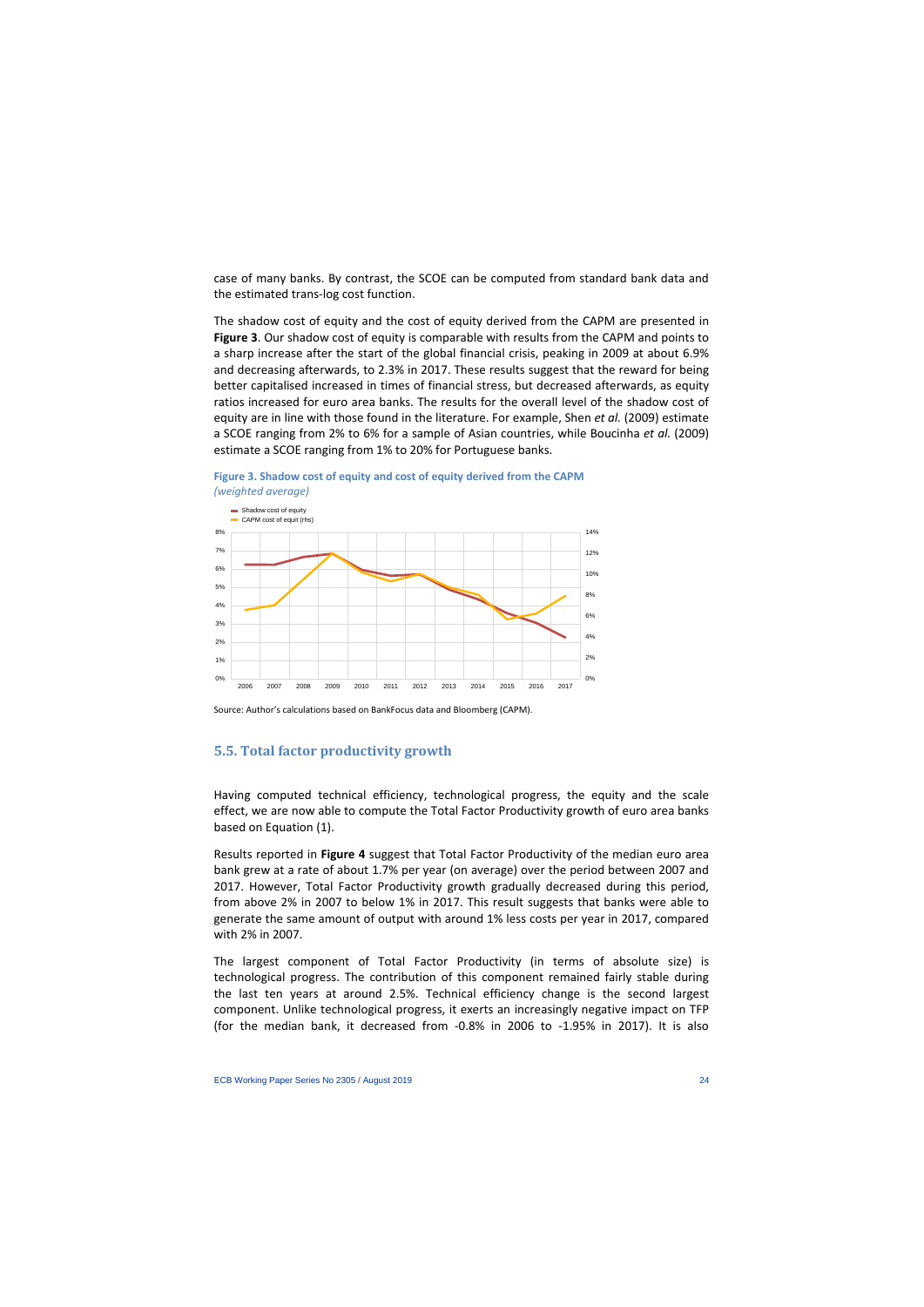case of many banks. By contrast, the SCOE can be computed from standard bank data and the estimated trans-log cost function.

The shadow cost of equity and the cost of equity derived from the CAPM are presented in **Figure 3**. Our shadow cost of equity is comparable with results from the CAPM and points to a sharp increase after the start of the global financial crisis, peaking in 2009 at about 6.9% and decreasing afterwards, to 2.3% in 2017. These results suggest that the reward for being better capitalised increased in times of financial stress, but decreased afterwards, as equity ratios increased for euro area banks. The results for the overall level of the shadow cost of equity are in line with those found in the literature. For example, Shen *et al.* (2009) estimate a SCOE ranging from 2% to 6% for a sample of Asian countries, while Boucinha *et al.* (2009) estimate a SCOE ranging from 1% to 20% for Portuguese banks.

**Figure 3. Shadow cost of equity and cost of equity derived from the CAPM**
*(weighted average)*

Source: Author's calculations based on BankFocus data and Bloomberg (CAPM).

## 5.5. Total factor productivity growth

Having computed technical efficiency, technological progress, the equity and the scale effect, we are now able to compute the Total Factor Productivity growth of euro area banks based on Equation (1).

Results reported in **Figure 4** suggest that Total Factor Productivity of the median euro area bank grew at a rate of about 1.7% per year (on average) over the period between 2007 and 2017. However, Total Factor Productivity growth gradually decreased during this period, from above 2% in 2007 to below 1% in 2017. This result suggests that banks were able to generate the same amount of output with around 1% less costs per year in 2017, compared with 2% in 2007.

The largest component of Total Factor Productivity (in terms of absolute size) is technological progress. The contribution of this component remained fairly stable during the last ten years at around 2.5%. Technical efficiency change is the second largest component. Unlike technological progress, it exerts an increasingly negative impact on TFP (for the median bank, it decreased from -0.8% in 2006 to -1.95% in 2017). It is also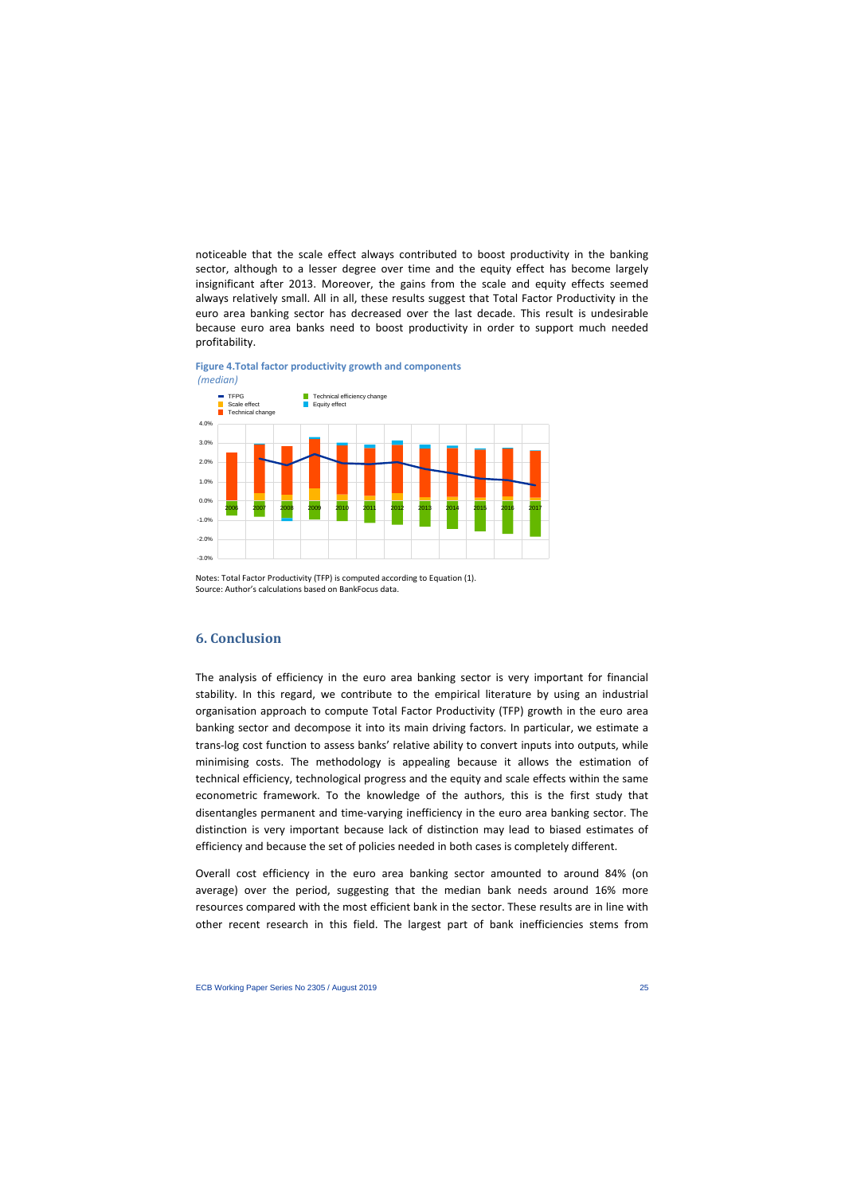noticeable that the scale effect always contributed to boost productivity in the banking sector, although to a lesser degree over time and the equity effect has become largely insignificant after 2013. Moreover, the gains from the scale and equity effects seemed always relatively small. All in all, these results suggest that Total Factor Productivity in the euro area banking sector has decreased over the last decade. This result is undesirable because euro area banks need to boost productivity in order to support much needed profitability.

**Figure 4. Total factor productivity growth and components**
*(median)*

Notes: Total Factor Productivity (TFP) is computed according to Equation (1).
Source: Author's calculations based on BankFocus data.

## 6. Conclusion

The analysis of efficiency in the euro area banking sector is very important for financial stability. In this regard, we contribute to the empirical literature by using an industrial organisation approach to compute Total Factor Productivity (TFP) growth in the euro area banking sector and decompose it into its main driving factors. In particular, we estimate a trans-log cost function to assess banks' relative ability to convert inputs into outputs, while minimising costs. The methodology is appealing because it allows the estimation of technical efficiency, technological progress and the equity and scale effects within the same econometric framework. To the knowledge of the authors, this is the first study that disentangles permanent and time-varying inefficiency in the euro area banking sector. The distinction is very important because lack of distinction may lead to biased estimates of efficiency and because the set of policies needed in both cases is completely different.

Overall cost efficiency in the euro area banking sector amounted to around 84% (on average) over the period, suggesting that the median bank needs around 16% more resources compared with the most efficient bank in the sector. These results are in line with other recent research in this field. The largest part of bank inefficiencies stems from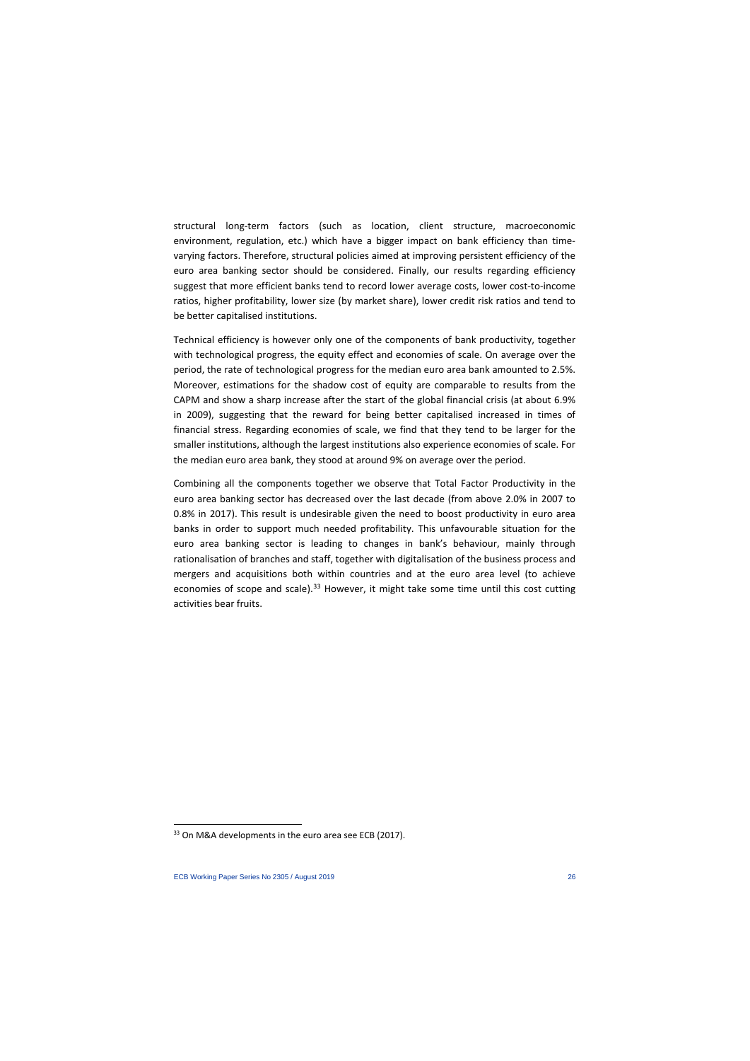structural long-term factors (such as location, client structure, macroeconomic environment, regulation, etc.) which have a bigger impact on bank efficiency than time-varying factors. Therefore, structural policies aimed at improving persistent efficiency of the euro area banking sector should be considered. Finally, our results regarding efficiency suggest that more efficient banks tend to record lower average costs, lower cost-to-income ratios, higher profitability, lower size (by market share), lower credit risk ratios and tend to be better capitalised institutions.

Technical efficiency is however only one of the components of bank productivity, together with technological progress, the equity effect and economies of scale. On average over the period, the rate of technological progress for the median euro area bank amounted to 2.5%. Moreover, estimations for the shadow cost of equity are comparable to results from the CAPM and show a sharp increase after the start of the global financial crisis (at about 6.9% in 2009), suggesting that the reward for being better capitalised increased in times of financial stress. Regarding economies of scale, we find that they tend to be larger for the smaller institutions, although the largest institutions also experience economies of scale. For the median euro area bank, they stood at around 9% on average over the period.

Combining all the components together we observe that Total Factor Productivity in the euro area banking sector has decreased over the last decade (from above 2.0% in 2007 to 0.8% in 2017). This result is undesirable given the need to boost productivity in euro area banks in order to support much needed profitability. This unfavourable situation for the euro area banking sector is leading to changes in bank's behaviour, mainly through rationalisation of branches and staff, together with digitalisation of the business process and mergers and acquisitions both within countries and at the euro area level (to achieve economies of scope and scale).[33] However, it might take some time until this cost cutting activities bear fruits.

[33] On M&A developments in the euro area see ECB (2017).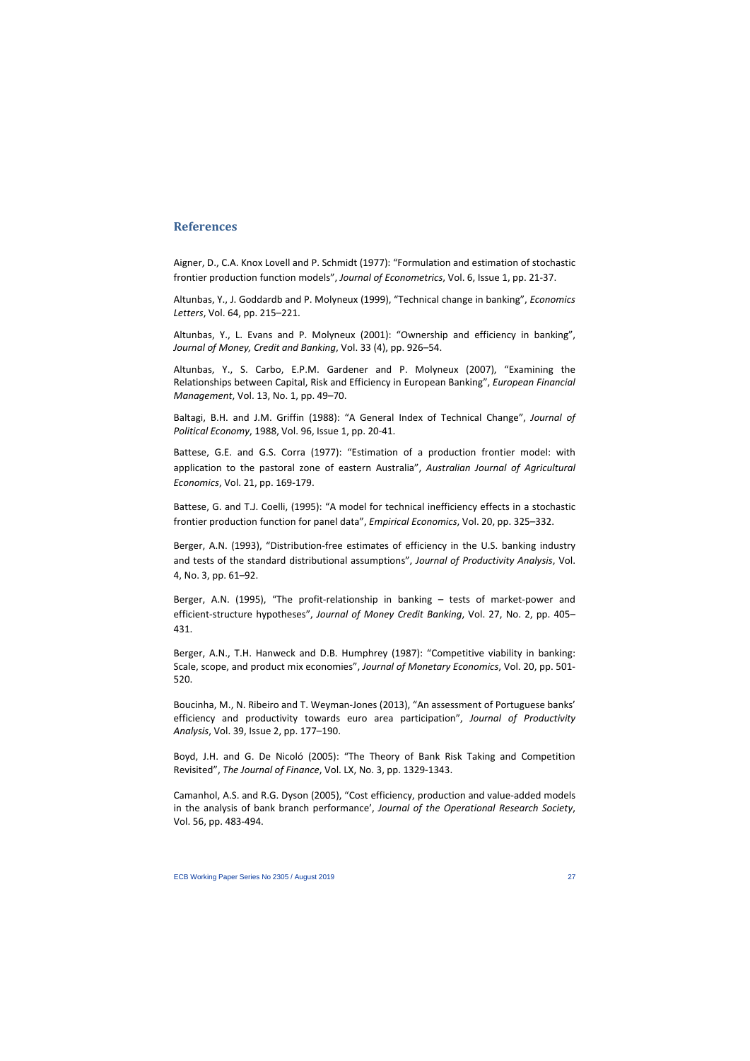## References

Aigner, D., C.A. Knox Lovell and P. Schmidt (1977): "Formulation and estimation of stochastic frontier production function models", *Journal of Econometrics*, Vol. 6, Issue 1, pp. 21-37.

Altunbas, Y., J. Goddardb and P. Molyneux (1999), "Technical change in banking", *Economics Letters*, Vol. 64, pp. 215–221.

Altunbas, Y., L. Evans and P. Molyneux (2001): "Ownership and efficiency in banking", *Journal of Money, Credit and Banking*, Vol. 33 (4), pp. 926–54.

Altunbas, Y., S. Carbo, E.P.M. Gardener and P. Molyneux (2007), "Examining the Relationships between Capital, Risk and Efficiency in European Banking", *European Financial Management*, Vol. 13, No. 1, pp. 49–70.

Baltagi, B.H. and J.M. Griffin (1988): "A General Index of Technical Change", *Journal of Political Economy*, 1988, Vol. 96, Issue 1, pp. 20-41.

Battese, G.E. and G.S. Corra (1977): "Estimation of a production frontier model: with application to the pastoral zone of eastern Australia", *Australian Journal of Agricultural Economics*, Vol. 21, pp. 169-179.

Battese, G. and T.J. Coelli, (1995): "A model for technical inefficiency effects in a stochastic frontier production function for panel data", *Empirical Economics*, Vol. 20, pp. 325–332.

Berger, A.N. (1993), "Distribution-free estimates of efficiency in the U.S. banking industry and tests of the standard distributional assumptions", *Journal of Productivity Analysis*, Vol. 4, No. 3, pp. 61–92.

Berger, A.N. (1995), "The profit-relationship in banking – tests of market-power and efficient-structure hypotheses", *Journal of Money Credit Banking*, Vol. 27, No. 2, pp. 405–431.

Berger, A.N., T.H. Hanweck and D.B. Humphrey (1987): "Competitive viability in banking: Scale, scope, and product mix economies", *Journal of Monetary Economics*, Vol. 20, pp. 501-520.

Boucinha, M., N. Ribeiro and T. Weyman-Jones (2013), "An assessment of Portuguese banks' efficiency and productivity towards euro area participation", *Journal of Productivity Analysis*, Vol. 39, Issue 2, pp. 177–190.

Boyd, J.H. and G. De Nicoló (2005): "The Theory of Bank Risk Taking and Competition Revisited", *The Journal of Finance*, Vol. LX, No. 3, pp. 1329-1343.

Camanhol, A.S. and R.G. Dyson (2005), "Cost efficiency, production and value-added models in the analysis of bank branch performance', *Journal of the Operational Research Society*, Vol. 56, pp. 483-494.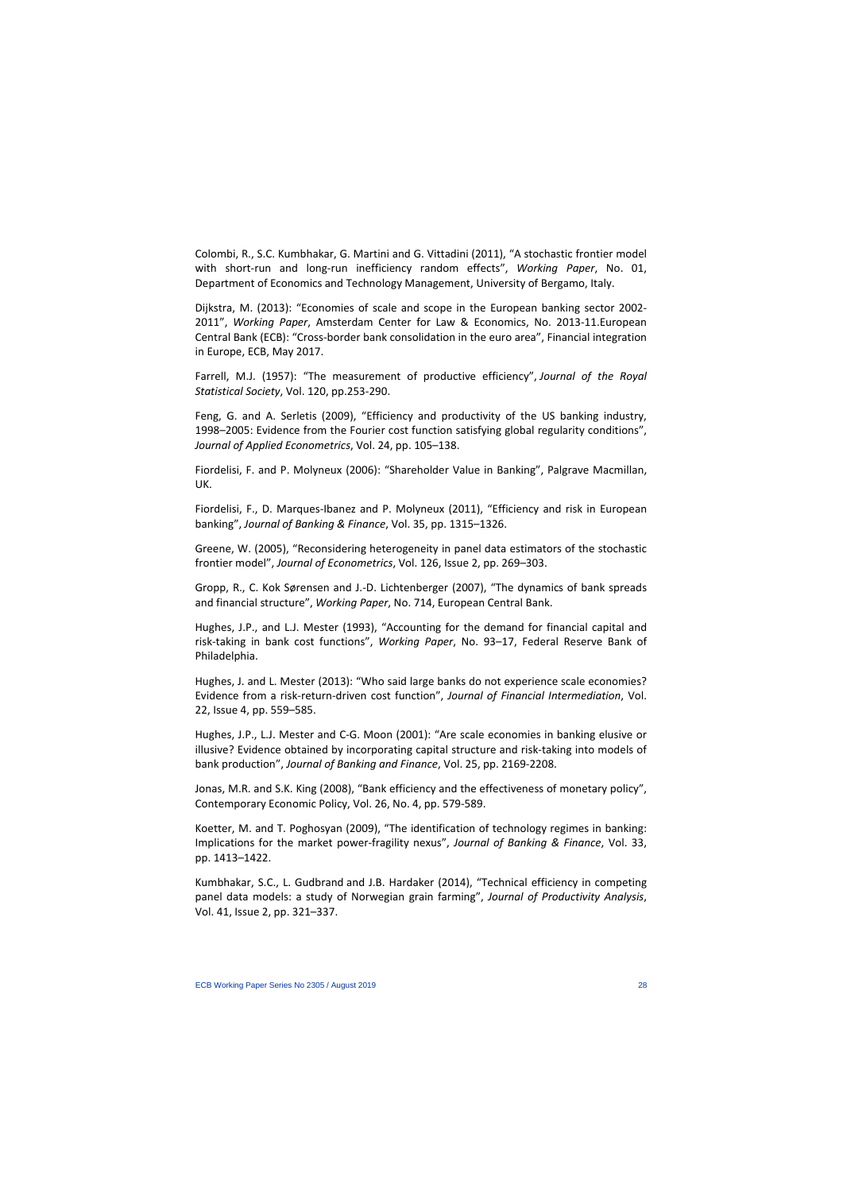Colombi, R., S.C. Kumbhakar, G. Martini and G. Vittadini (2011), "A stochastic frontier model with short-run and long-run inefficiency random effects", *Working Paper*, No. 01, Department of Economics and Technology Management, University of Bergamo, Italy.

Dijkstra, M. (2013): "Economies of scale and scope in the European banking sector 2002-2011", *Working Paper*, Amsterdam Center for Law & Economics, No. 2013-11.European Central Bank (ECB): "Cross-border bank consolidation in the euro area", Financial integration in Europe, ECB, May 2017.

Farrell, M.J. (1957): "The measurement of productive efficiency", *Journal of the Royal Statistical Society*, Vol. 120, pp.253-290.

Feng, G. and A. Serletis (2009), "Efficiency and productivity of the US banking industry, 1998–2005: Evidence from the Fourier cost function satisfying global regularity conditions", *Journal of Applied Econometrics*, Vol. 24, pp. 105–138.

Fiordelisi, F. and P. Molyneux (2006): "Shareholder Value in Banking", Palgrave Macmillan, UK.

Fiordelisi, F., D. Marques-Ibanez and P. Molyneux (2011), "Efficiency and risk in European banking", *Journal of Banking & Finance*, Vol. 35, pp. 1315–1326.

Greene, W. (2005), "Reconsidering heterogeneity in panel data estimators of the stochastic frontier model", *Journal of Econometrics*, Vol. 126, Issue 2, pp. 269–303.

Gropp, R., C. Kok Sørensen and J.-D. Lichtenberger (2007), "The dynamics of bank spreads and financial structure", *Working Paper*, No. 714, European Central Bank.

Hughes, J.P., and L.J. Mester (1993), "Accounting for the demand for financial capital and risk-taking in bank cost functions", *Working Paper*, No. 93–17, Federal Reserve Bank of Philadelphia.

Hughes, J. and L. Mester (2013): "Who said large banks do not experience scale economies? Evidence from a risk-return-driven cost function", *Journal of Financial Intermediation*, Vol. 22, Issue 4, pp. 559–585.

Hughes, J.P., L.J. Mester and C-G. Moon (2001): "Are scale economies in banking elusive or illusive? Evidence obtained by incorporating capital structure and risk-taking into models of bank production", *Journal of Banking and Finance*, Vol. 25, pp. 2169-2208.

Jonas, M.R. and S.K. King (2008), "Bank efficiency and the effectiveness of monetary policy", Contemporary Economic Policy, Vol. 26, No. 4, pp. 579-589.

Koetter, M. and T. Poghosyan (2009), "The identification of technology regimes in banking: Implications for the market power-fragility nexus", *Journal of Banking & Finance*, Vol. 33, pp. 1413–1422.

Kumbhakar, S.C., L. Gudbrand and J.B. Hardaker (2014), "Technical efficiency in competing panel data models: a study of Norwegian grain farming", *Journal of Productivity Analysis*, Vol. 41, Issue 2, pp. 321–337.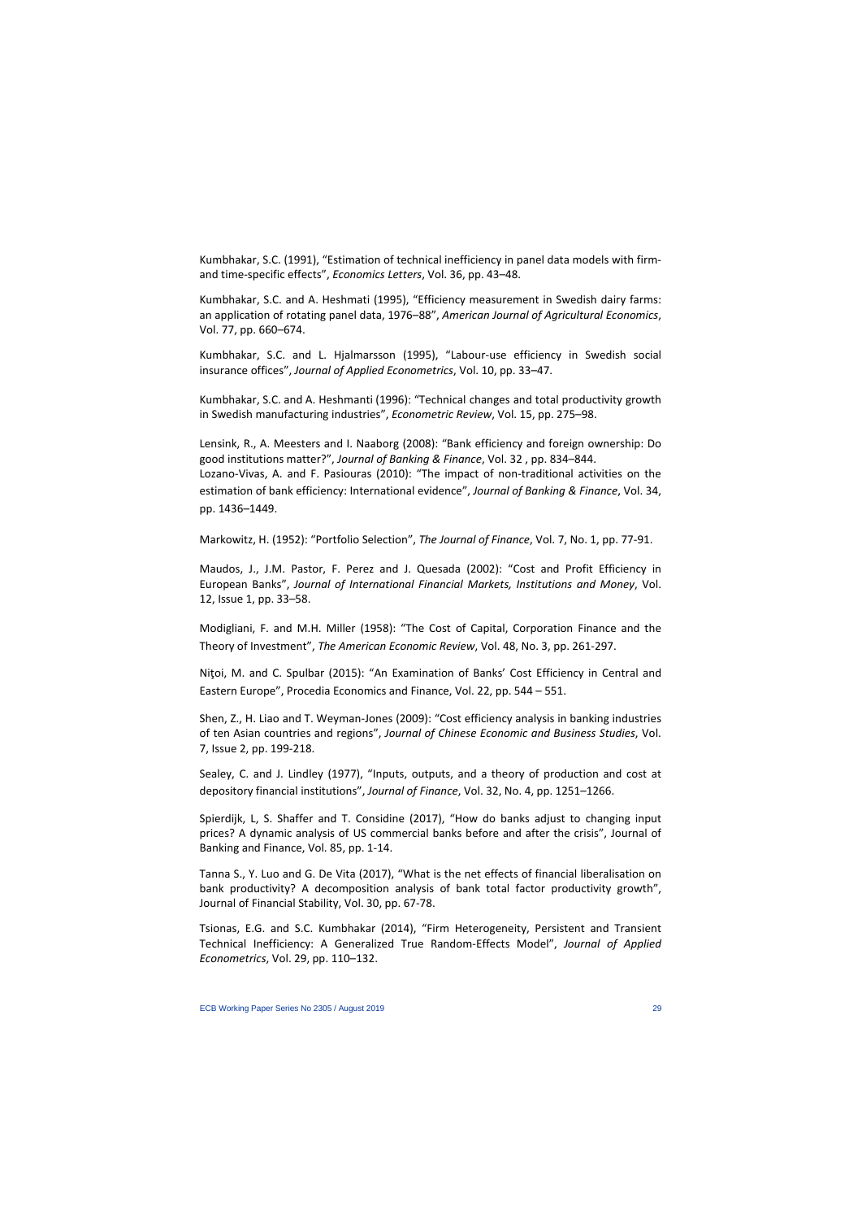Kumbhakar, S.C. (1991), “Estimation of technical inefficiency in panel data models with firm- and time-specific effects”, *Economics Letters*, Vol. 36, pp. 43–48.

Kumbhakar, S.C. and A. Heshmati (1995), “Efficiency measurement in Swedish dairy farms: an application of rotating panel data, 1976–88”, *American Journal of Agricultural Economics*, Vol. 77, pp. 660–674.

Kumbhakar, S.C. and L. Hjalmarsson (1995), “Labour-use efficiency in Swedish social insurance offices”, *Journal of Applied Econometrics*, Vol. 10, pp. 33–47.

Kumbhakar, S.C. and A. Heshmanti (1996): “Technical changes and total productivity growth in Swedish manufacturing industries”, *Econometric Review*, Vol. 15, pp. 275–98.

Lensink, R., A. Meesters and I. Naaborg (2008): “Bank efficiency and foreign ownership: Do good institutions matter?”, *Journal of Banking & Finance*, Vol. 32 , pp. 834–844.

Lozano-Vivas, A. and F. Pasiouras (2010): “The impact of non-traditional activities on the estimation of bank efficiency: International evidence”, *Journal of Banking & Finance*, Vol. 34, pp. 1436–1449.

Markowitz, H. (1952): “Portfolio Selection”, *The Journal of Finance*, Vol. 7, No. 1, pp. 77-91.

Maudos, J., J.M. Pastor, F. Perez and J. Quesada (2002): “Cost and Profit Efficiency in European Banks”, *Journal of International Financial Markets, Institutions and Money*, Vol. 12, Issue 1, pp. 33–58.

Modigliani, F. and M.H. Miller (1958): “The Cost of Capital, Corporation Finance and the Theory of Investment”, *The American Economic Review*, Vol. 48, No. 3, pp. 261-297.

Niţoi, M. and C. Spulbar (2015): “An Examination of Banks’ Cost Efficiency in Central and Eastern Europe”, Procedia Economics and Finance, Vol. 22, pp. 544 – 551.

Shen, Z., H. Liao and T. Weyman-Jones (2009): “Cost efficiency analysis in banking industries of ten Asian countries and regions”, *Journal of Chinese Economic and Business Studies*, Vol. 7, Issue 2, pp. 199-218.

Sealey, C. and J. Lindley (1977), “Inputs, outputs, and a theory of production and cost at depository financial institutions”, *Journal of Finance*, Vol. 32, No. 4, pp. 1251–1266.

Spierdijk, L, S. Shaffer and T. Considine (2017), “How do banks adjust to changing input prices? A dynamic analysis of US commercial banks before and after the crisis”, Journal of Banking and Finance, Vol. 85, pp. 1-14.

Tanna S., Y. Luo and G. De Vita (2017), “What is the net effects of financial liberalisation on bank productivity? A decomposition analysis of bank total factor productivity growth”, Journal of Financial Stability, Vol. 30, pp. 67-78.

Tsionas, E.G. and S.C. Kumbhakar (2014), “Firm Heterogeneity, Persistent and Transient Technical Inefficiency: A Generalized True Random-Effects Model”, *Journal of Applied Econometrics*, Vol. 29, pp. 110–132.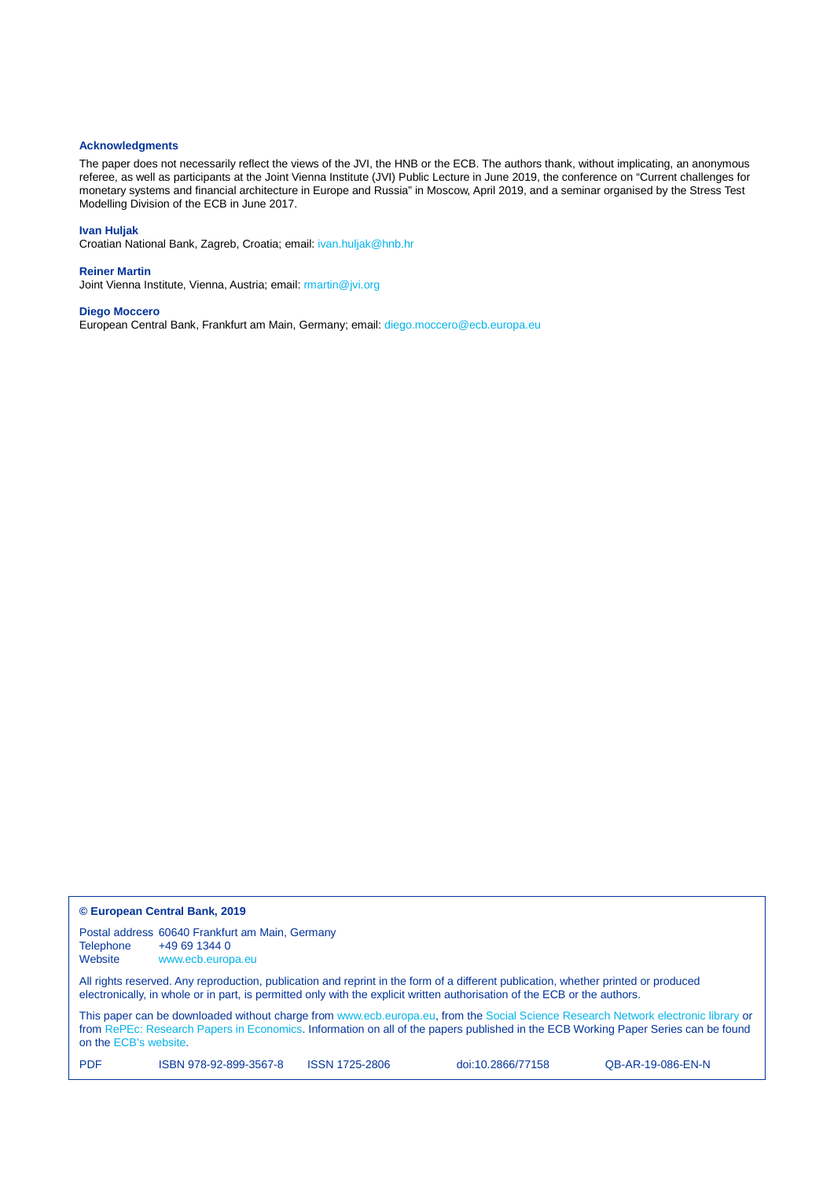**Acknowledgments**

The paper does not necessarily reflect the views of the JVI, the HNB or the ECB. The authors thank, without implicating, an anonymous referee, as well as participants at the Joint Vienna Institute (JVI) Public Lecture in June 2019, the conference on "Current challenges for monetary systems and financial architecture in Europe and Russia" in Moscow, April 2019, and a seminar organised by the Stress Test Modelling Division of the ECB in June 2017.

**Ivan Huljak**
Croatian National Bank, Zagreb, Croatia; email: ivan.huljak@hnb.hr

**Reiner Martin**
Joint Vienna Institute, Vienna, Austria; email: rmartin@jvi.org

**Diego Moccero**
European Central Bank, Frankfurt am Main, Germany; email: diego.moccero@ecb.europa.eu

**© European Central Bank, 2019**

Postal address 60640 Frankfurt am Main, Germany
Telephone +49 69 1344 0
Website www.ecb.europa.eu

All rights reserved. Any reproduction, publication and reprint in the form of a different publication, whether printed or produced electronically, in whole or in part, is permitted only with the explicit written authorisation of the ECB or the authors.

This paper can be downloaded without charge from www.ecb.europa.eu, from the Social Science Research Network electronic library or from RePEc: Research Papers in Economics. Information on all of the papers published in the ECB Working Paper Series can be found on the ECB's website.

PDF ISBN 978-92-899-3567-8 ISSN 1725-2806 doi:10.2866/77158 QB-AR-19-086-EN-N